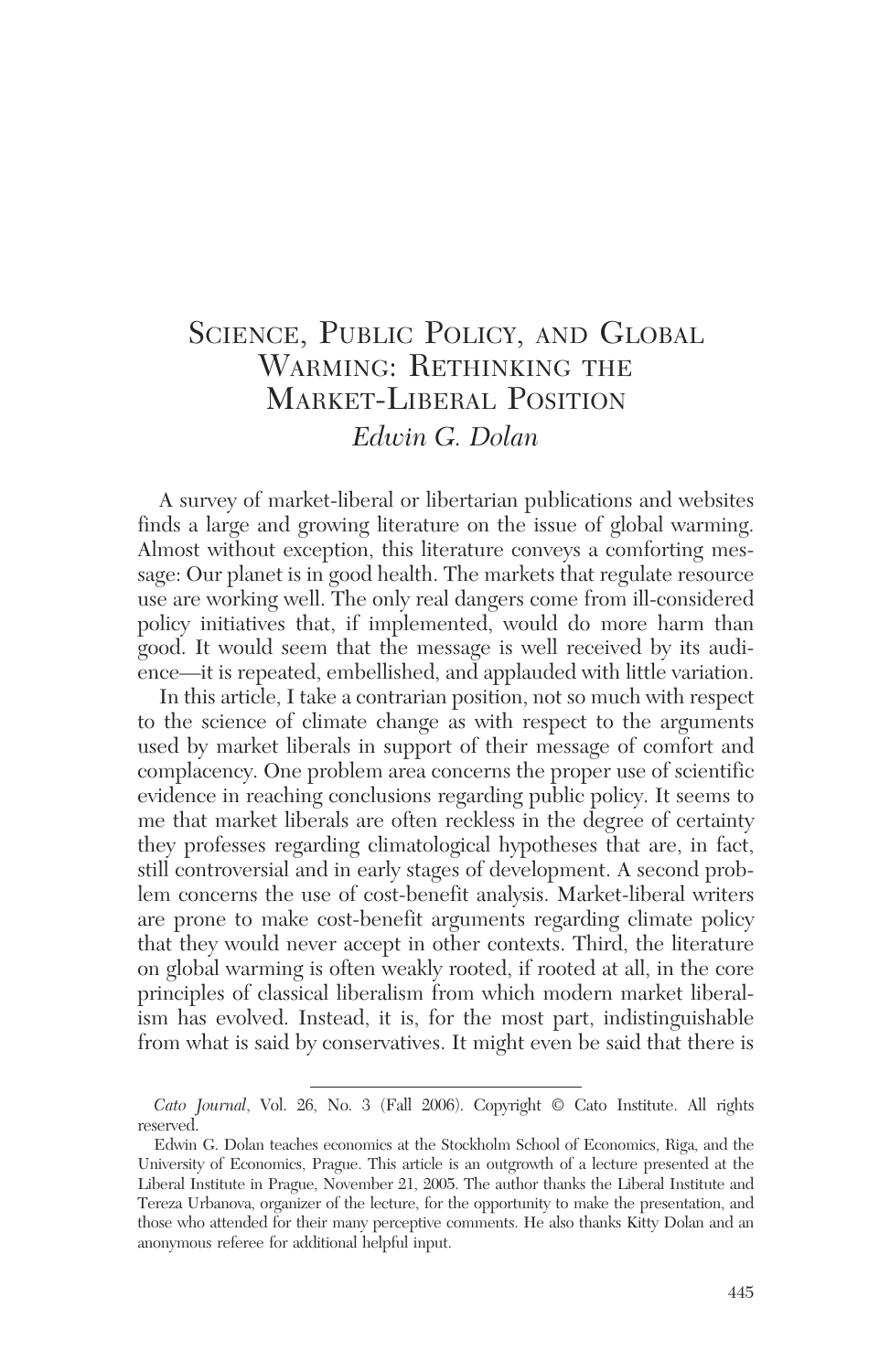# Science, Public Policy, and Global Warming: Rethinking the Market-Liberal Position

*Edwin G. Dolan*

A survey of market-liberal or libertarian publications and websites finds a large and growing literature on the issue of global warming. Almost without exception, this literature conveys a comforting message: Our planet is in good health. The markets that regulate resource use are working well. The only real dangers come from ill-considered policy initiatives that, if implemented, would do more harm than good. It would seem that the message is well received by its audience—it is repeated, embellished, and applauded with little variation.

In this article, I take a contrarian position, not so much with respect to the science of climate change as with respect to the arguments used by market liberals in support of their message of comfort and complacency. One problem area concerns the proper use of scientific evidence in reaching conclusions regarding public policy. It seems to me that market liberals are often reckless in the degree of certainty they professes regarding climatological hypotheses that are, in fact, still controversial and in early stages of development. A second problem concerns the use of cost-benefit analysis. Market-liberal writers are prone to make cost-benefit arguments regarding climate policy that they would never accept in other contexts. Third, the literature on global warming is often weakly rooted, if rooted at all, in the core principles of classical liberalism from which modern market liberalism has evolved. Instead, it is, for the most part, indistinguishable from what is said by conservatives. It might even be said that there is

---

*Cato Journal*, Vol. 26, No. 3 (Fall 2006). Copyright © Cato Institute. All rights reserved.

Edwin G. Dolan teaches economics at the Stockholm School of Economics, Riga, and the University of Economics, Prague. This article is an outgrowth of a lecture presented at the Liberal Institute in Prague, November 21, 2005. The author thanks the Liberal Institute and Tereza Urbanova, organizer of the lecture, for the opportunity to make the presentation, and those who attended for their many perceptive comments. He also thanks Kitty Dolan and an anonymous referee for additional helpful input.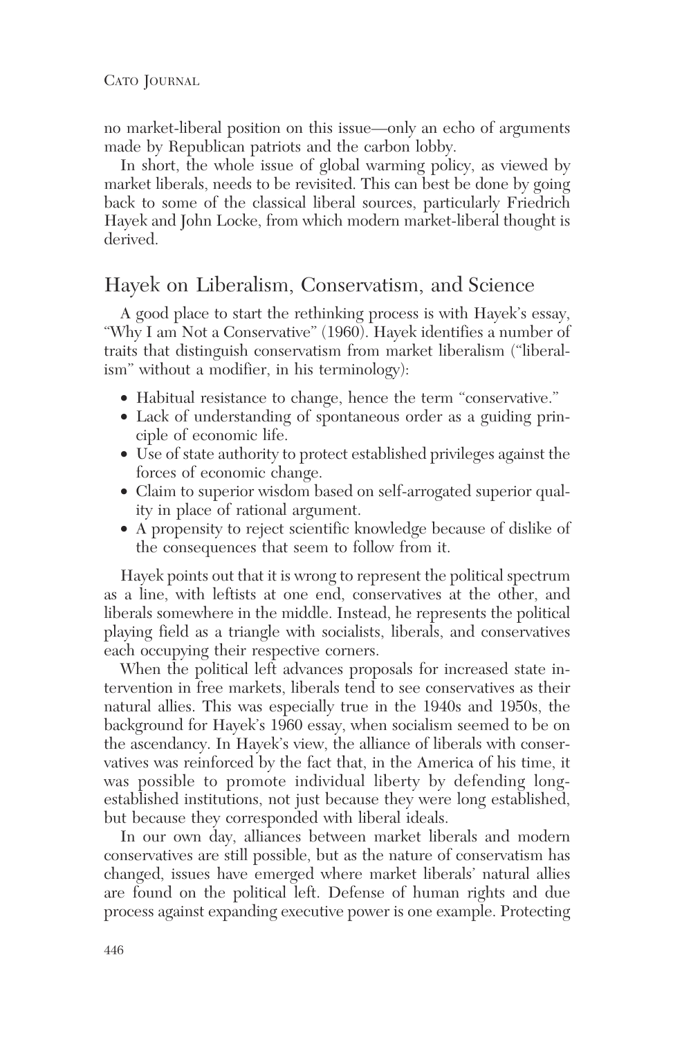no market-liberal position on this issue—only an echo of arguments made by Republican patriots and the carbon lobby.

In short, the whole issue of global warming policy, as viewed by market liberals, needs to be revisited. This can best be done by going back to some of the classical liberal sources, particularly Friedrich Hayek and John Locke, from which modern market-liberal thought is derived.

## Hayek on Liberalism, Conservatism, and Science

A good place to start the rethinking process is with Hayek's essay, "Why I am Not a Conservative" (1960). Hayek identifies a number of traits that distinguish conservatism from market liberalism ("liberalism" without a modifier, in his terminology):

- Habitual resistance to change, hence the term "conservative."
- Lack of understanding of spontaneous order as a guiding principle of economic life.
- Use of state authority to protect established privileges against the forces of economic change.
- Claim to superior wisdom based on self-arrogated superior quality in place of rational argument.
- A propensity to reject scientific knowledge because of dislike of the consequences that seem to follow from it.

Hayek points out that it is wrong to represent the political spectrum as a line, with leftists at one end, conservatives at the other, and liberals somewhere in the middle. Instead, he represents the political playing field as a triangle with socialists, liberals, and conservatives each occupying their respective corners.

When the political left advances proposals for increased state intervention in free markets, liberals tend to see conservatives as their natural allies. This was especially true in the 1940s and 1950s, the background for Hayek's 1960 essay, when socialism seemed to be on the ascendancy. In Hayek's view, the alliance of liberals with conservatives was reinforced by the fact that, in the America of his time, it was possible to promote individual liberty by defending long-established institutions, not just because they were long established, but because they corresponded with liberal ideals.

In our own day, alliances between market liberals and modern conservatives are still possible, but as the nature of conservatism has changed, issues have emerged where market liberals' natural allies are found on the political left. Defense of human rights and due process against expanding executive power is one example. Protecting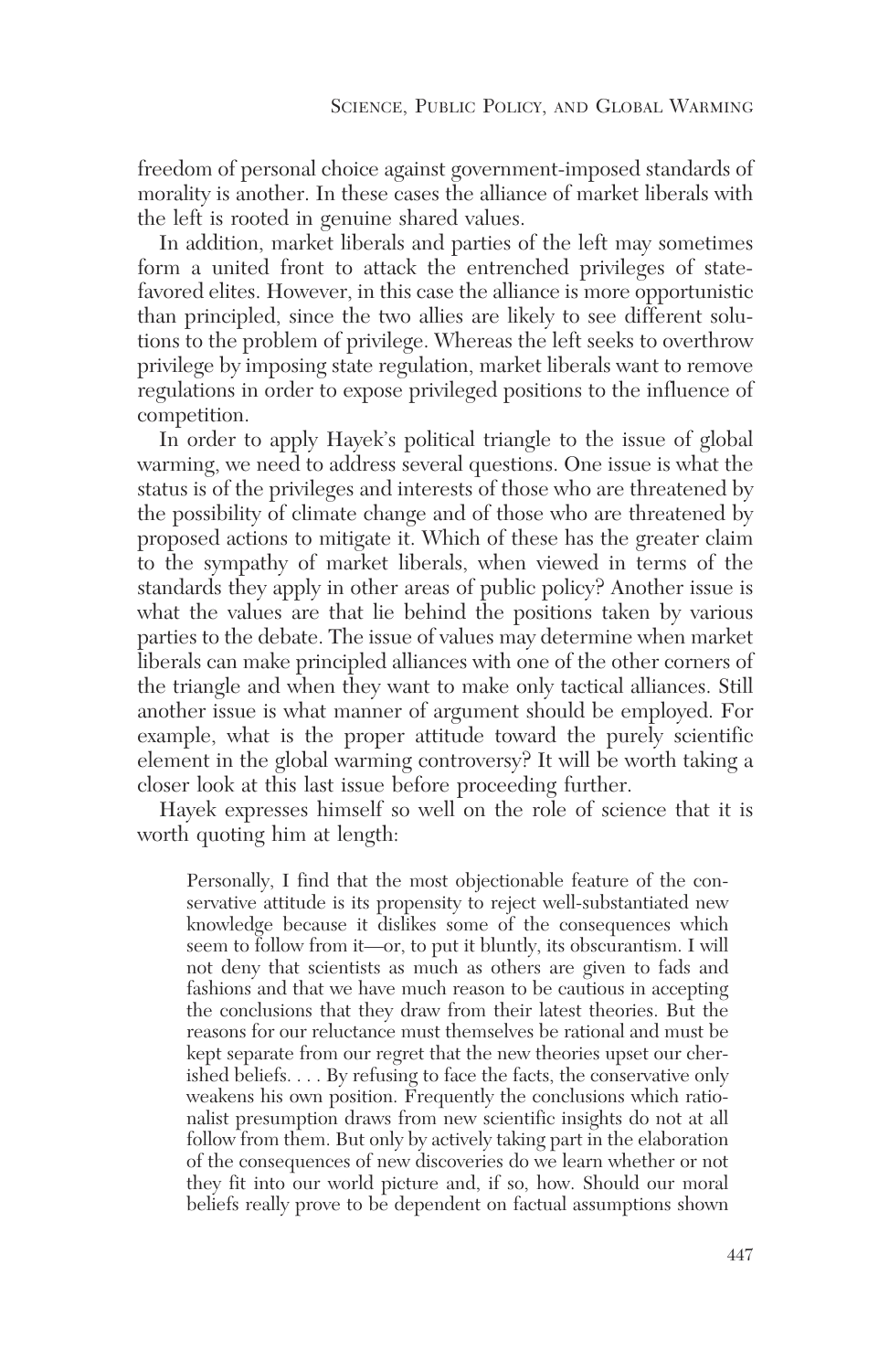freedom of personal choice against government-imposed standards of morality is another. In these cases the alliance of market liberals with the left is rooted in genuine shared values.

In addition, market liberals and parties of the left may sometimes form a united front to attack the entrenched privileges of state-favored elites. However, in this case the alliance is more opportunistic than principled, since the two allies are likely to see different solutions to the problem of privilege. Whereas the left seeks to overthrow privilege by imposing state regulation, market liberals want to remove regulations in order to expose privileged positions to the influence of competition.

In order to apply Hayek's political triangle to the issue of global warming, we need to address several questions. One issue is what the status is of the privileges and interests of those who are threatened by the possibility of climate change and of those who are threatened by proposed actions to mitigate it. Which of these has the greater claim to the sympathy of market liberals, when viewed in terms of the standards they apply in other areas of public policy? Another issue is what the values are that lie behind the positions taken by various parties to the debate. The issue of values may determine when market liberals can make principled alliances with one of the other corners of the triangle and when they want to make only tactical alliances. Still another issue is what manner of argument should be employed. For example, what is the proper attitude toward the purely scientific element in the global warming controversy? It will be worth taking a closer look at this last issue before proceeding further.

Hayek expresses himself so well on the role of science that it is worth quoting him at length:

> Personally, I find that the most objectionable feature of the conservative attitude is its propensity to reject well-substantiated new knowledge because it dislikes some of the consequences which seem to follow from it—or, to put it bluntly, its obscurantism. I will not deny that scientists as much as others are given to fads and fashions and that we have much reason to be cautious in accepting the conclusions that they draw from their latest theories. But the reasons for our reluctance must themselves be rational and must be kept separate from our regret that the new theories upset our cherished beliefs. . . . By refusing to face the facts, the conservative only weakens his own position. Frequently the conclusions which rationalist presumption draws from new scientific insights do not at all follow from them. But only by actively taking part in the elaboration of the consequences of new discoveries do we learn whether or not they fit into our world picture and, if so, how. Should our moral beliefs really prove to be dependent on factual assumptions shown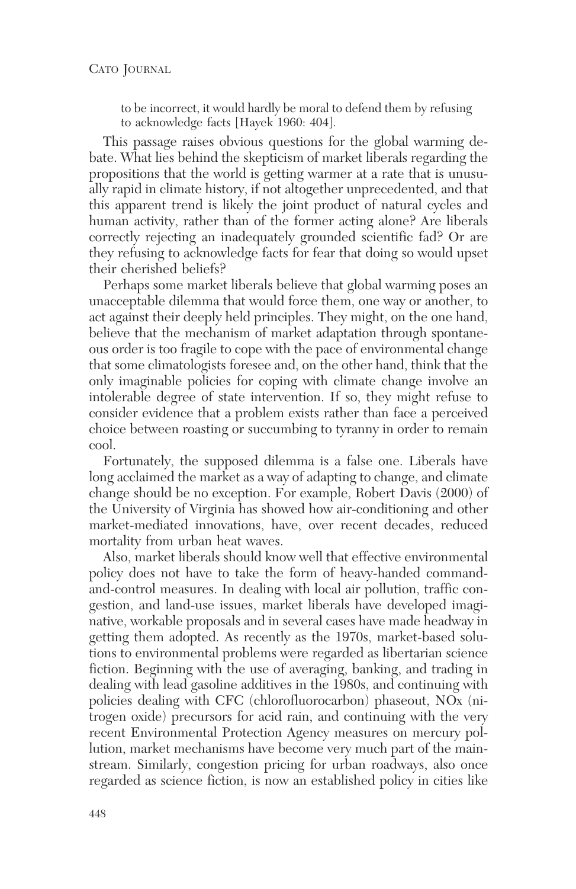to be incorrect, it would hardly be moral to defend them by refusing to acknowledge facts [Hayek 1960: 404].

This passage raises obvious questions for the global warming debate. What lies behind the skepticism of market liberals regarding the propositions that the world is getting warmer at a rate that is unusually rapid in climate history, if not altogether unprecedented, and that this apparent trend is likely the joint product of natural cycles and human activity, rather than of the former acting alone? Are liberals correctly rejecting an inadequately grounded scientific fad? Or are they refusing to acknowledge facts for fear that doing so would upset their cherished beliefs?

Perhaps some market liberals believe that global warming poses an unacceptable dilemma that would force them, one way or another, to act against their deeply held principles. They might, on the one hand, believe that the mechanism of market adaptation through spontaneous order is too fragile to cope with the pace of environmental change that some climatologists foresee and, on the other hand, think that the only imaginable policies for coping with climate change involve an intolerable degree of state intervention. If so, they might refuse to consider evidence that a problem exists rather than face a perceived choice between roasting or succumbing to tyranny in order to remain cool.

Fortunately, the supposed dilemma is a false one. Liberals have long acclaimed the market as a way of adapting to change, and climate change should be no exception. For example, Robert Davis (2000) of the University of Virginia has showed how air-conditioning and other market-mediated innovations, have, over recent decades, reduced mortality from urban heat waves.

Also, market liberals should know well that effective environmental policy does not have to take the form of heavy-handed command-and-control measures. In dealing with local air pollution, traffic congestion, and land-use issues, market liberals have developed imaginative, workable proposals and in several cases have made headway in getting them adopted. As recently as the 1970s, market-based solutions to environmental problems were regarded as libertarian science fiction. Beginning with the use of averaging, banking, and trading in dealing with lead gasoline additives in the 1980s, and continuing with policies dealing with CFC (chlorofluorocarbon) phaseout, NOx (nitrogen oxide) precursors for acid rain, and continuing with the very recent Environmental Protection Agency measures on mercury pollution, market mechanisms have become very much part of the mainstream. Similarly, congestion pricing for urban roadways, also once regarded as science fiction, is now an established policy in cities like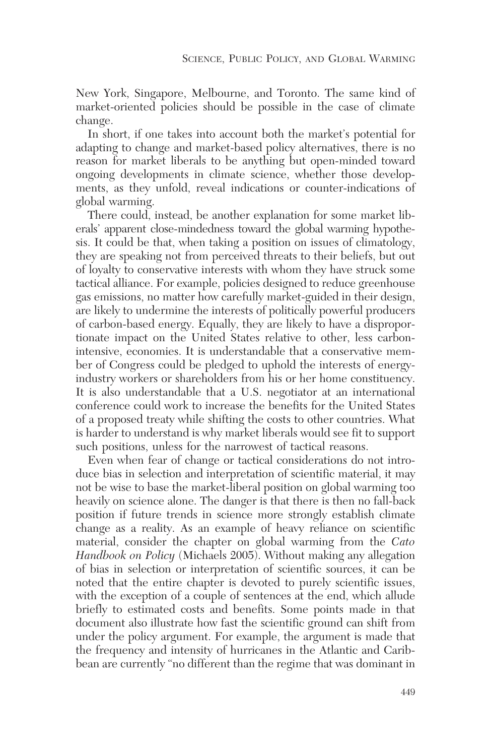New York, Singapore, Melbourne, and Toronto. The same kind of market-oriented policies should be possible in the case of climate change.

In short, if one takes into account both the market's potential for adapting to change and market-based policy alternatives, there is no reason for market liberals to be anything but open-minded toward ongoing developments in climate science, whether those developments, as they unfold, reveal indications or counter-indications of global warming.

There could, instead, be another explanation for some market liberals' apparent close-mindedness toward the global warming hypothesis. It could be that, when taking a position on issues of climatology, they are speaking not from perceived threats to their beliefs, but out of loyalty to conservative interests with whom they have struck some tactical alliance. For example, policies designed to reduce greenhouse gas emissions, no matter how carefully market-guided in their design, are likely to undermine the interests of politically powerful producers of carbon-based energy. Equally, they are likely to have a disproportionate impact on the United States relative to other, less carbon-intensive, economies. It is understandable that a conservative member of Congress could be pledged to uphold the interests of energy-industry workers or shareholders from his or her home constituency. It is also understandable that a U.S. negotiator at an international conference could work to increase the benefits for the United States of a proposed treaty while shifting the costs to other countries. What is harder to understand is why market liberals would see fit to support such positions, unless for the narrowest of tactical reasons.

Even when fear of change or tactical considerations do not introduce bias in selection and interpretation of scientific material, it may not be wise to base the market-liberal position on global warming too heavily on science alone. The danger is that there is then no fall-back position if future trends in science more strongly establish climate change as a reality. As an example of heavy reliance on scientific material, consider the chapter on global warming from the *Cato Handbook on Policy* (Michaels 2005). Without making any allegation of bias in selection or interpretation of scientific sources, it can be noted that the entire chapter is devoted to purely scientific issues, with the exception of a couple of sentences at the end, which allude briefly to estimated costs and benefits. Some points made in that document also illustrate how fast the scientific ground can shift from under the policy argument. For example, the argument is made that the frequency and intensity of hurricanes in the Atlantic and Caribbean are currently "no different than the regime that was dominant in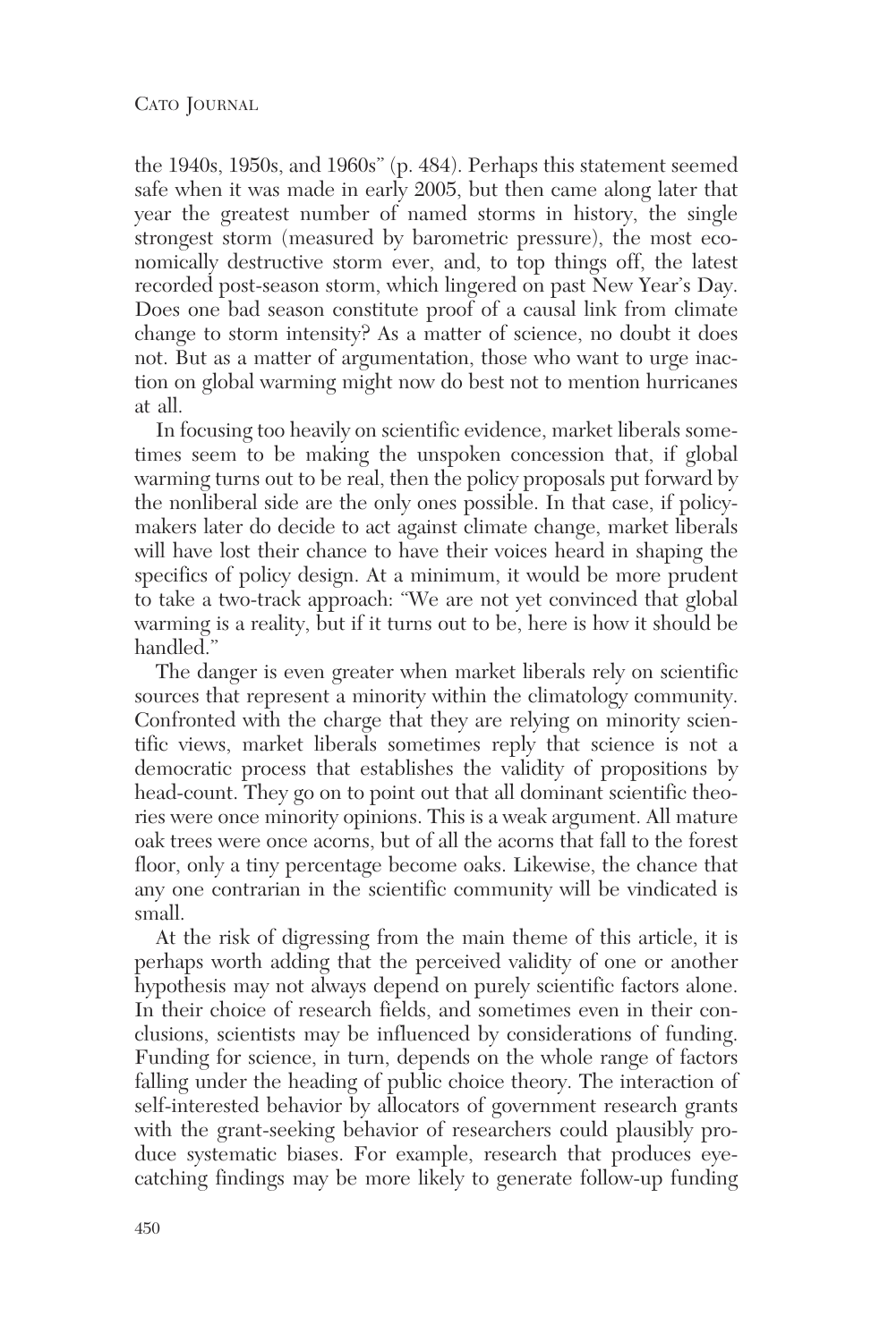the 1940s, 1950s, and 1960s" (p. 484). Perhaps this statement seemed safe when it was made in early 2005, but then came along later that year the greatest number of named storms in history, the single strongest storm (measured by barometric pressure), the most economically destructive storm ever, and, to top things off, the latest recorded post-season storm, which lingered on past New Year's Day. Does one bad season constitute proof of a causal link from climate change to storm intensity? As a matter of science, no doubt it does not. But as a matter of argumentation, those who want to urge inaction on global warming might now do best not to mention hurricanes at all.

In focusing too heavily on scientific evidence, market liberals sometimes seem to be making the unspoken concession that, if global warming turns out to be real, then the policy proposals put forward by the nonliberal side are the only ones possible. In that case, if policymakers later do decide to act against climate change, market liberals will have lost their chance to have their voices heard in shaping the specifics of policy design. At a minimum, it would be more prudent to take a two-track approach: "We are not yet convinced that global warming is a reality, but if it turns out to be, here is how it should be handled."

The danger is even greater when market liberals rely on scientific sources that represent a minority within the climatology community. Confronted with the charge that they are relying on minority scientific views, market liberals sometimes reply that science is not a democratic process that establishes the validity of propositions by head-count. They go on to point out that all dominant scientific theories were once minority opinions. This is a weak argument. All mature oak trees were once acorns, but of all the acorns that fall to the forest floor, only a tiny percentage become oaks. Likewise, the chance that any one contrarian in the scientific community will be vindicated is small.

At the risk of digressing from the main theme of this article, it is perhaps worth adding that the perceived validity of one or another hypothesis may not always depend on purely scientific factors alone. In their choice of research fields, and sometimes even in their conclusions, scientists may be influenced by considerations of funding. Funding for science, in turn, depends on the whole range of factors falling under the heading of public choice theory. The interaction of self-interested behavior by allocators of government research grants with the grant-seeking behavior of researchers could plausibly produce systematic biases. For example, research that produces eye-catching findings may be more likely to generate follow-up funding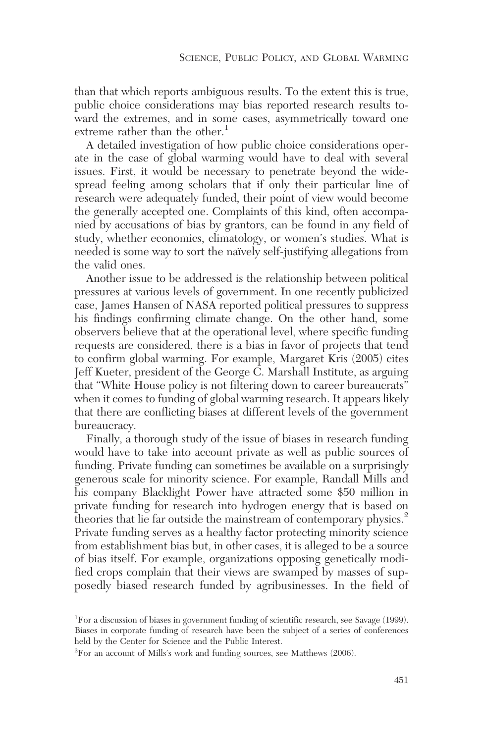than that which reports ambiguous results. To the extent this is true, public choice considerations may bias reported research results toward the extremes, and in some cases, asymmetrically toward one extreme rather than the other.[1]

A detailed investigation of how public choice considerations operate in the case of global warming would have to deal with several issues. First, it would be necessary to penetrate beyond the widespread feeling among scholars that if only their particular line of research were adequately funded, their point of view would become the generally accepted one. Complaints of this kind, often accompanied by accusations of bias by grantors, can be found in any field of study, whether economics, climatology, or women's studies. What is needed is some way to sort the naïvely self-justifying allegations from the valid ones.

Another issue to be addressed is the relationship between political pressures at various levels of government. In one recently publicized case, James Hansen of NASA reported political pressures to suppress his findings confirming climate change. On the other hand, some observers believe that at the operational level, where specific funding requests are considered, there is a bias in favor of projects that tend to confirm global warming. For example, Margaret Kris (2005) cites Jeff Kueter, president of the George C. Marshall Institute, as arguing that "White House policy is not filtering down to career bureaucrats" when it comes to funding of global warming research. It appears likely that there are conflicting biases at different levels of the government bureaucracy.

Finally, a thorough study of the issue of biases in research funding would have to take into account private as well as public sources of funding. Private funding can sometimes be available on a surprisingly generous scale for minority science. For example, Randall Mills and his company Blacklight Power have attracted some $50 million in private funding for research into hydrogen energy that is based on theories that lie far outside the mainstream of contemporary physics.[2] Private funding serves as a healthy factor protecting minority science from establishment bias but, in other cases, it is alleged to be a source of bias itself. For example, organizations opposing genetically modified crops complain that their views are swamped by masses of supposedly biased research funded by agribusinesses. In the field of

[1]For a discussion of biases in government funding of scientific research, see Savage (1999). Biases in corporate funding of research have been the subject of a series of conferences held by the Center for Science and the Public Interest.

[2]For an account of Mills's work and funding sources, see Matthews (2006).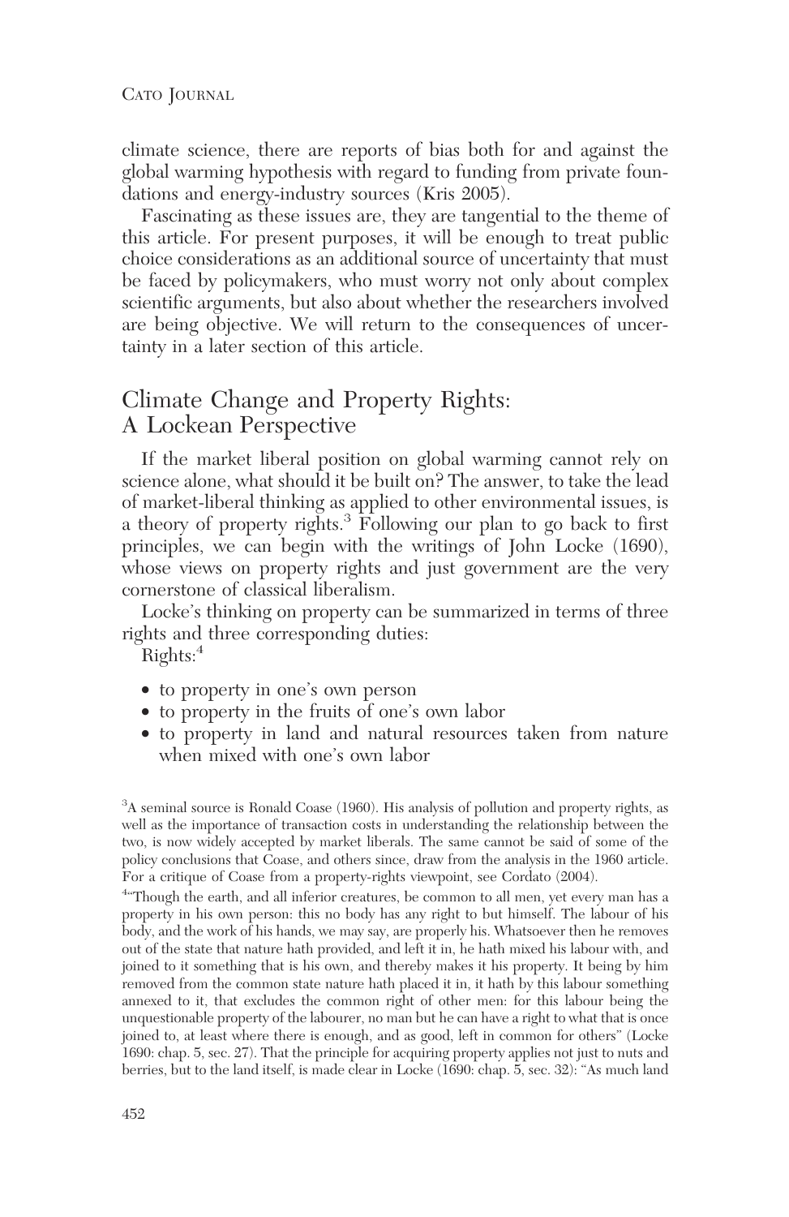climate science, there are reports of bias both for and against the global warming hypothesis with regard to funding from private foundations and energy-industry sources (Kris 2005).

Fascinating as these issues are, they are tangential to the theme of this article. For present purposes, it will be enough to treat public choice considerations as an additional source of uncertainty that must be faced by policymakers, who must worry not only about complex scientific arguments, but also about whether the researchers involved are being objective. We will return to the consequences of uncertainty in a later section of this article.

## Climate Change and Property Rights: A Lockean Perspective

If the market liberal position on global warming cannot rely on science alone, what should it be built on? The answer, to take the lead of market-liberal thinking as applied to other environmental issues, is a theory of property rights.[3] Following our plan to go back to first principles, we can begin with the writings of John Locke (1690), whose views on property rights and just government are the very cornerstone of classical liberalism.

Locke's thinking on property can be summarized in terms of three rights and three corresponding duties:

Rights:[4]

- to property in one's own person
- to property in the fruits of one's own labor
- to property in land and natural resources taken from nature when mixed with one's own labor

[3]A seminal source is Ronald Coase (1960). His analysis of pollution and property rights, as well as the importance of transaction costs in understanding the relationship between the two, is now widely accepted by market liberals. The same cannot be said of some of the policy conclusions that Coase, and others since, draw from the analysis in the 1960 article. For a critique of Coase from a property-rights viewpoint, see Cordato (2004).

[4]"Though the earth, and all inferior creatures, be common to all men, yet every man has a property in his own person: this no body has any right to but himself. The labour of his body, and the work of his hands, we may say, are properly his. Whatsoever then he removes out of the state that nature hath provided, and left it in, he hath mixed his labour with, and joined to it something that is his own, and thereby makes it his property. It being by him removed from the common state nature hath placed it in, it hath by this labour something annexed to it, that excludes the common right of other men: for this labour being the unquestionable property of the labourer, no man but he can have a right to what that is once joined to, at least where there is enough, and as good, left in common for others" (Locke 1690: chap. 5, sec. 27). That the principle for acquiring property applies not just to nuts and berries, but to the land itself, is made clear in Locke (1690: chap. 5, sec. 32): "As much land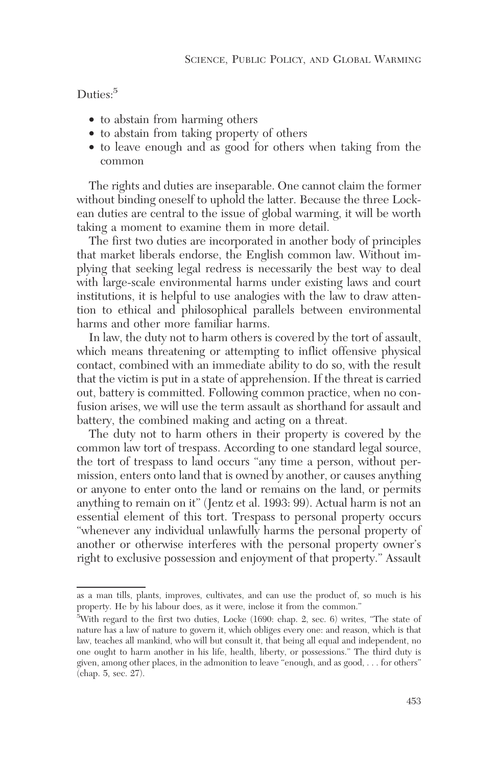Duties:[5]

- to abstain from harming others
- to abstain from taking property of others
- to leave enough and as good for others when taking from the common

The rights and duties are inseparable. One cannot claim the former without binding oneself to uphold the latter. Because the three Lockean duties are central to the issue of global warming, it will be worth taking a moment to examine them in more detail.

The first two duties are incorporated in another body of principles that market liberals endorse, the English common law. Without implying that seeking legal redress is necessarily the best way to deal with large-scale environmental harms under existing laws and court institutions, it is helpful to use analogies with the law to draw attention to ethical and philosophical parallels between environmental harms and other more familiar harms.

In law, the duty not to harm others is covered by the tort of assault, which means threatening or attempting to inflict offensive physical contact, combined with an immediate ability to do so, with the result that the victim is put in a state of apprehension. If the threat is carried out, battery is committed. Following common practice, when no confusion arises, we will use the term assault as shorthand for assault and battery, the combined making and acting on a threat.

The duty not to harm others in their property is covered by the common law tort of trespass. According to one standard legal source, the tort of trespass to land occurs "any time a person, without permission, enters onto land that is owned by another, or causes anything or anyone to enter onto the land or remains on the land, or permits anything to remain on it" (Jentz et al. 1993: 99). Actual harm is not an essential element of this tort. Trespass to personal property occurs "whenever any individual unlawfully harms the personal property of another or otherwise interferes with the personal property owner's right to exclusive possession and enjoyment of that property." Assault

---

as a man tills, plants, improves, cultivates, and can use the product of, so much is his property. He by his labour does, as it were, inclose it from the common."

[5]With regard to the first two duties, Locke (1690: chap. 2, sec. 6) writes, "The state of nature has a law of nature to govern it, which obliges every one: and reason, which is that law, teaches all mankind, who will but consult it, that being all equal and independent, no one ought to harm another in his life, health, liberty, or possessions." The third duty is given, among other places, in the admonition to leave "enough, and as good, . . . for others" (chap. 5, sec. 27).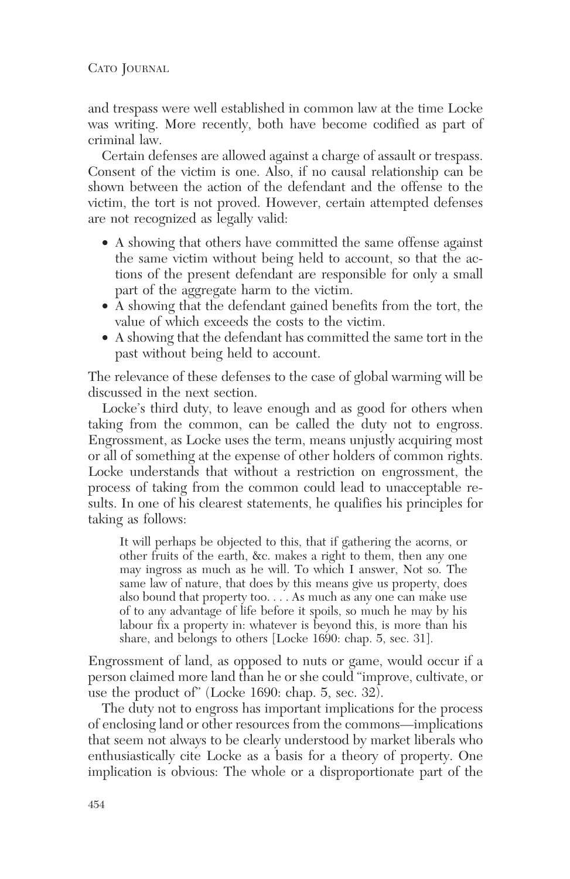and trespass were well established in common law at the time Locke was writing. More recently, both have become codified as part of criminal law.

Certain defenses are allowed against a charge of assault or trespass. Consent of the victim is one. Also, if no causal relationship can be shown between the action of the defendant and the offense to the victim, the tort is not proved. However, certain attempted defenses are not recognized as legally valid:

- A showing that others have committed the same offense against the same victim without being held to account, so that the actions of the present defendant are responsible for only a small part of the aggregate harm to the victim.
- A showing that the defendant gained benefits from the tort, the value of which exceeds the costs to the victim.
- A showing that the defendant has committed the same tort in the past without being held to account.

The relevance of these defenses to the case of global warming will be discussed in the next section.

Locke's third duty, to leave enough and as good for others when taking from the common, can be called the duty not to engross. Engrossment, as Locke uses the term, means unjustly acquiring most or all of something at the expense of other holders of common rights. Locke understands that without a restriction on engrossment, the process of taking from the common could lead to unacceptable results. In one of his clearest statements, he qualifies his principles for taking as follows:

> It will perhaps be objected to this, that if gathering the acorns, or other fruits of the earth, &c. makes a right to them, then any one may ingross as much as he will. To which I answer, Not so. The same law of nature, that does by this means give us property, does also bound that property too. . . . As much as any one can make use of to any advantage of life before it spoils, so much he may by his labour fix a property in: whatever is beyond this, is more than his share, and belongs to others [Locke 1690: chap. 5, sec. 31].

Engrossment of land, as opposed to nuts or game, would occur if a person claimed more land than he or she could "improve, cultivate, or use the product of" (Locke 1690: chap. 5, sec. 32).

The duty not to engross has important implications for the process of enclosing land or other resources from the commons—implications that seem not always to be clearly understood by market liberals who enthusiastically cite Locke as a basis for a theory of property. One implication is obvious: The whole or a disproportionate part of the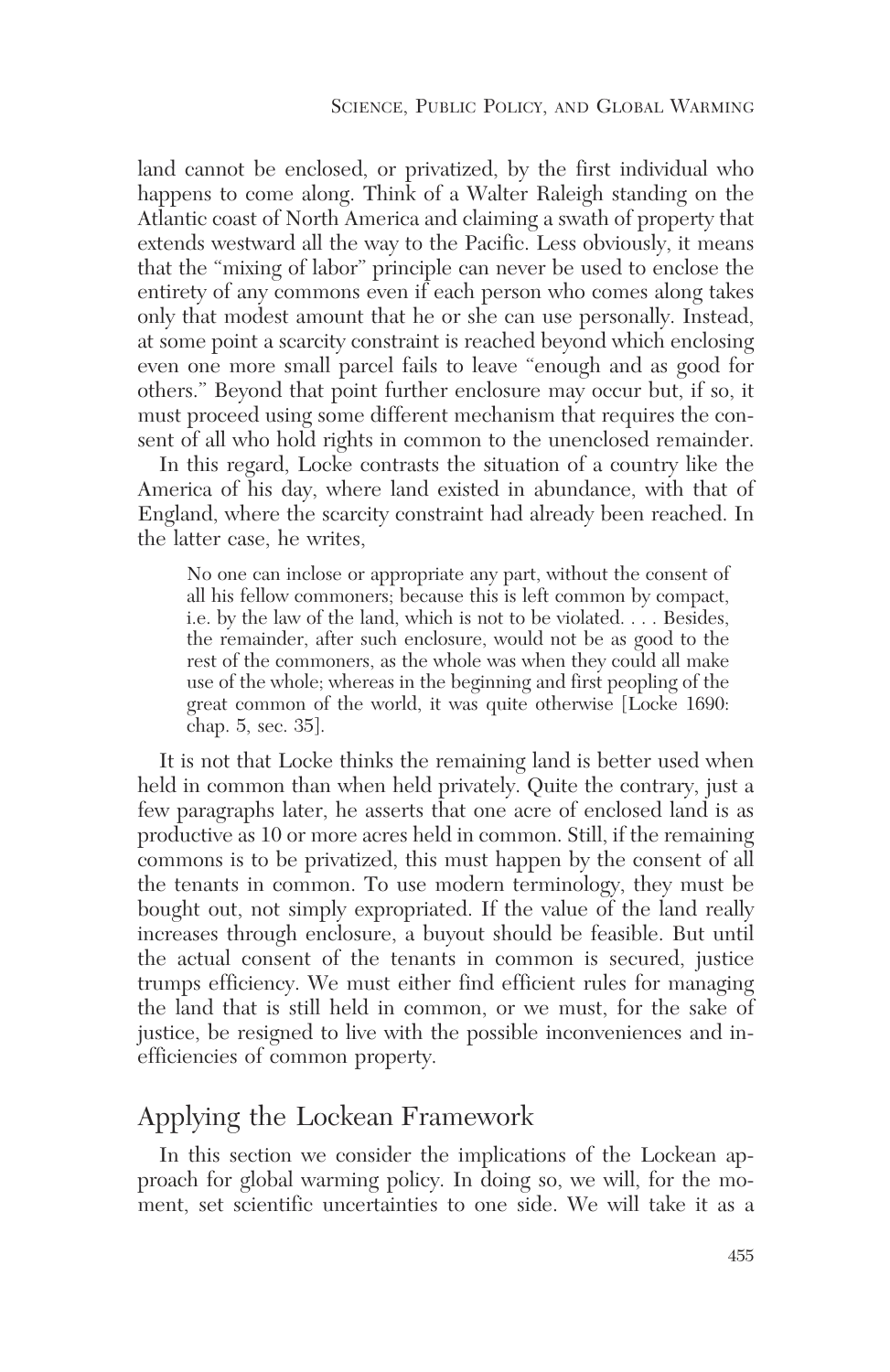land cannot be enclosed, or privatized, by the first individual who happens to come along. Think of a Walter Raleigh standing on the Atlantic coast of North America and claiming a swath of property that extends westward all the way to the Pacific. Less obviously, it means that the "mixing of labor" principle can never be used to enclose the entirety of any commons even if each person who comes along takes only that modest amount that he or she can use personally. Instead, at some point a scarcity constraint is reached beyond which enclosing even one more small parcel fails to leave "enough and as good for others." Beyond that point further enclosure may occur but, if so, it must proceed using some different mechanism that requires the consent of all who hold rights in common to the unenclosed remainder.

In this regard, Locke contrasts the situation of a country like the America of his day, where land existed in abundance, with that of England, where the scarcity constraint had already been reached. In the latter case, he writes,

> No one can inclose or appropriate any part, without the consent of all his fellow commoners; because this is left common by compact, i.e. by the law of the land, which is not to be violated. . . . Besides, the remainder, after such enclosure, would not be as good to the rest of the commoners, as the whole was when they could all make use of the whole; whereas in the beginning and first peopling of the great common of the world, it was quite otherwise [Locke 1690: chap. 5, sec. 35].

It is not that Locke thinks the remaining land is better used when held in common than when held privately. Quite the contrary, just a few paragraphs later, he asserts that one acre of enclosed land is as productive as 10 or more acres held in common. Still, if the remaining commons is to be privatized, this must happen by the consent of all the tenants in common. To use modern terminology, they must be bought out, not simply expropriated. If the value of the land really increases through enclosure, a buyout should be feasible. But until the actual consent of the tenants in common is secured, justice trumps efficiency. We must either find efficient rules for managing the land that is still held in common, or we must, for the sake of justice, be resigned to live with the possible inconveniences and inefficiencies of common property.

## Applying the Lockean Framework

In this section we consider the implications of the Lockean approach for global warming policy. In doing so, we will, for the moment, set scientific uncertainties to one side. We will take it as a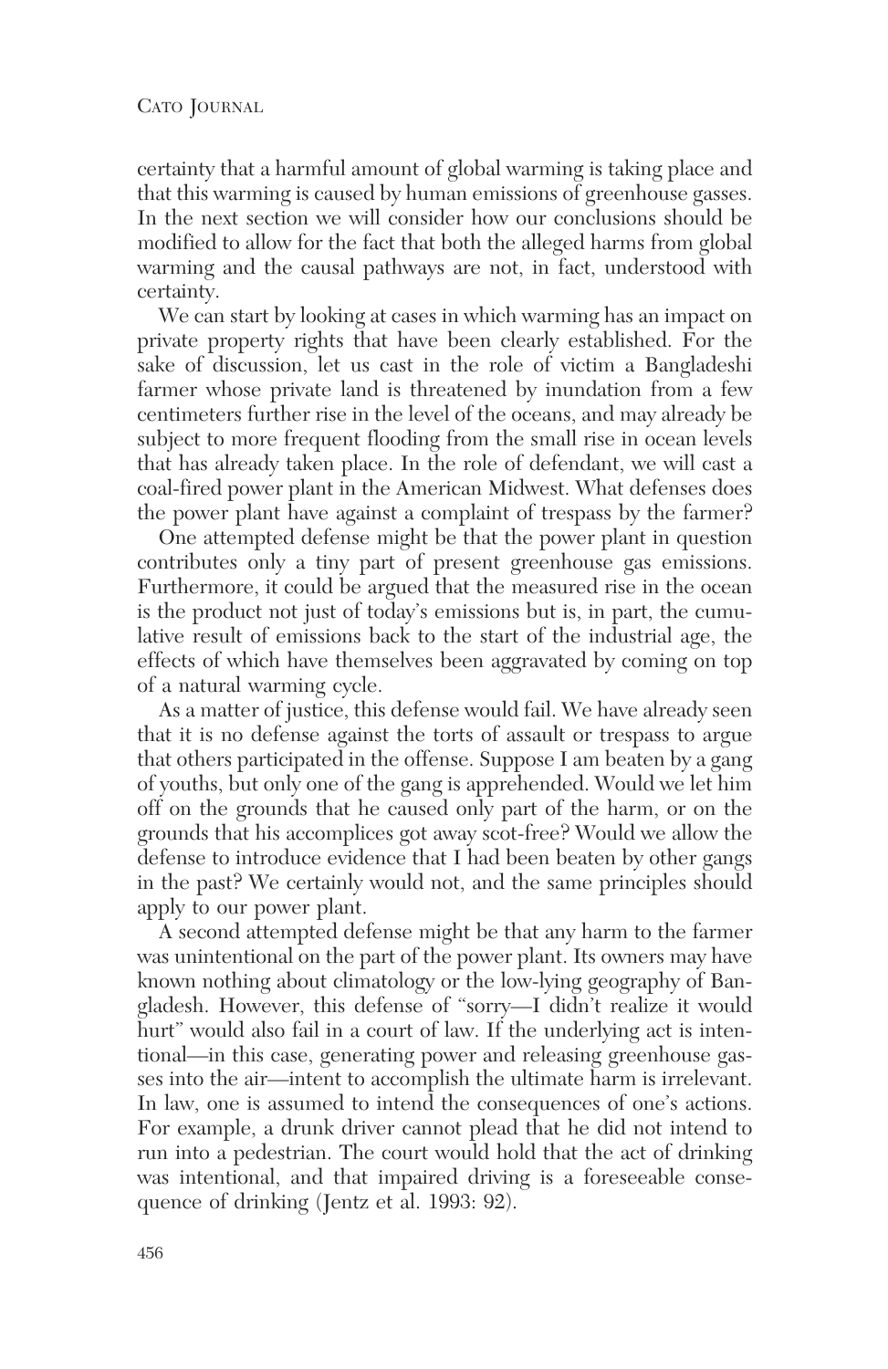certainty that a harmful amount of global warming is taking place and that this warming is caused by human emissions of greenhouse gasses. In the next section we will consider how our conclusions should be modified to allow for the fact that both the alleged harms from global warming and the causal pathways are not, in fact, understood with certainty.

We can start by looking at cases in which warming has an impact on private property rights that have been clearly established. For the sake of discussion, let us cast in the role of victim a Bangladeshi farmer whose private land is threatened by inundation from a few centimeters further rise in the level of the oceans, and may already be subject to more frequent flooding from the small rise in ocean levels that has already taken place. In the role of defendant, we will cast a coal-fired power plant in the American Midwest. What defenses does the power plant have against a complaint of trespass by the farmer?

One attempted defense might be that the power plant in question contributes only a tiny part of present greenhouse gas emissions. Furthermore, it could be argued that the measured rise in the ocean is the product not just of today's emissions but is, in part, the cumulative result of emissions back to the start of the industrial age, the effects of which have themselves been aggravated by coming on top of a natural warming cycle.

As a matter of justice, this defense would fail. We have already seen that it is no defense against the torts of assault or trespass to argue that others participated in the offense. Suppose I am beaten by a gang of youths, but only one of the gang is apprehended. Would we let him off on the grounds that he caused only part of the harm, or on the grounds that his accomplices got away scot-free? Would we allow the defense to introduce evidence that I had been beaten by other gangs in the past? We certainly would not, and the same principles should apply to our power plant.

A second attempted defense might be that any harm to the farmer was unintentional on the part of the power plant. Its owners may have known nothing about climatology or the low-lying geography of Bangladesh. However, this defense of "sorry—I didn't realize it would hurt" would also fail in a court of law. If the underlying act is intentional—in this case, generating power and releasing greenhouse gasses into the air—intent to accomplish the ultimate harm is irrelevant. In law, one is assumed to intend the consequences of one's actions. For example, a drunk driver cannot plead that he did not intend to run into a pedestrian. The court would hold that the act of drinking was intentional, and that impaired driving is a foreseeable consequence of drinking (Jentz et al. 1993: 92).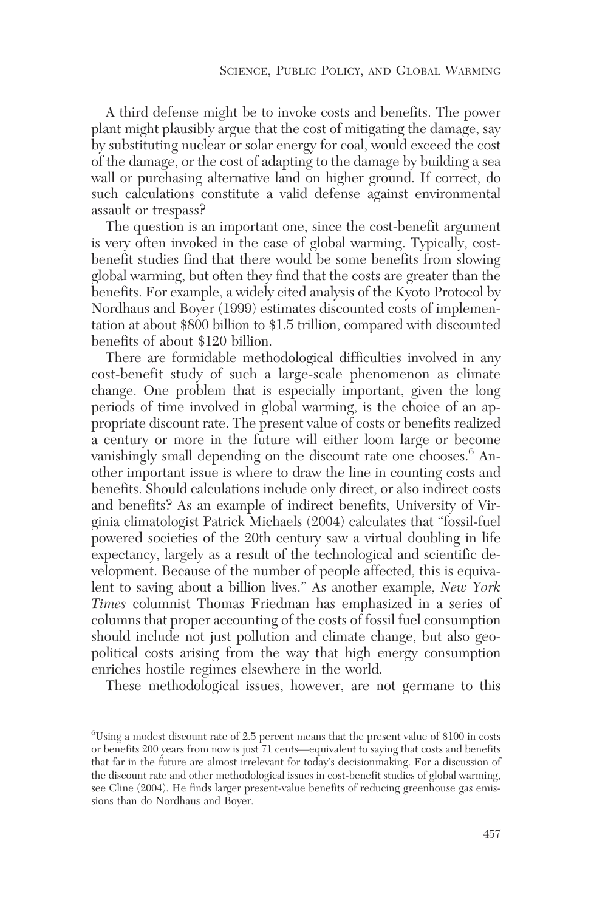A third defense might be to invoke costs and benefits. The power plant might plausibly argue that the cost of mitigating the damage, say by substituting nuclear or solar energy for coal, would exceed the cost of the damage, or the cost of adapting to the damage by building a sea wall or purchasing alternative land on higher ground. If correct, do such calculations constitute a valid defense against environmental assault or trespass?

The question is an important one, since the cost-benefit argument is very often invoked in the case of global warming. Typically, cost-benefit studies find that there would be some benefits from slowing global warming, but often they find that the costs are greater than the benefits. For example, a widely cited analysis of the Kyoto Protocol by Nordhaus and Boyer (1999) estimates discounted costs of implementation at about \$800 billion to \$1.5 trillion, compared with discounted benefits of about \$120 billion.

There are formidable methodological difficulties involved in any cost-benefit study of such a large-scale phenomenon as climate change. One problem that is especially important, given the long periods of time involved in global warming, is the choice of an appropriate discount rate. The present value of costs or benefits realized a century or more in the future will either loom large or become vanishingly small depending on the discount rate one chooses.[6] Another important issue is where to draw the line in counting costs and benefits. Should calculations include only direct, or also indirect costs and benefits? As an example of indirect benefits, University of Virginia climatologist Patrick Michaels (2004) calculates that "fossil-fuel powered societies of the 20th century saw a virtual doubling in life expectancy, largely as a result of the technological and scientific development. Because of the number of people affected, this is equivalent to saving about a billion lives." As another example, *New York Times* columnist Thomas Friedman has emphasized in a series of columns that proper accounting of the costs of fossil fuel consumption should include not just pollution and climate change, but also geopolitical costs arising from the way that high energy consumption enriches hostile regimes elsewhere in the world.

These methodological issues, however, are not germane to this

[6] Using a modest discount rate of 2.5 percent means that the present value of \$100 in costs or benefits 200 years from now is just 71 cents—equivalent to saying that costs and benefits that far in the future are almost irrelevant for today's decisionmaking. For a discussion of the discount rate and other methodological issues in cost-benefit studies of global warming, see Cline (2004). He finds larger present-value benefits of reducing greenhouse gas emissions than do Nordhaus and Boyer.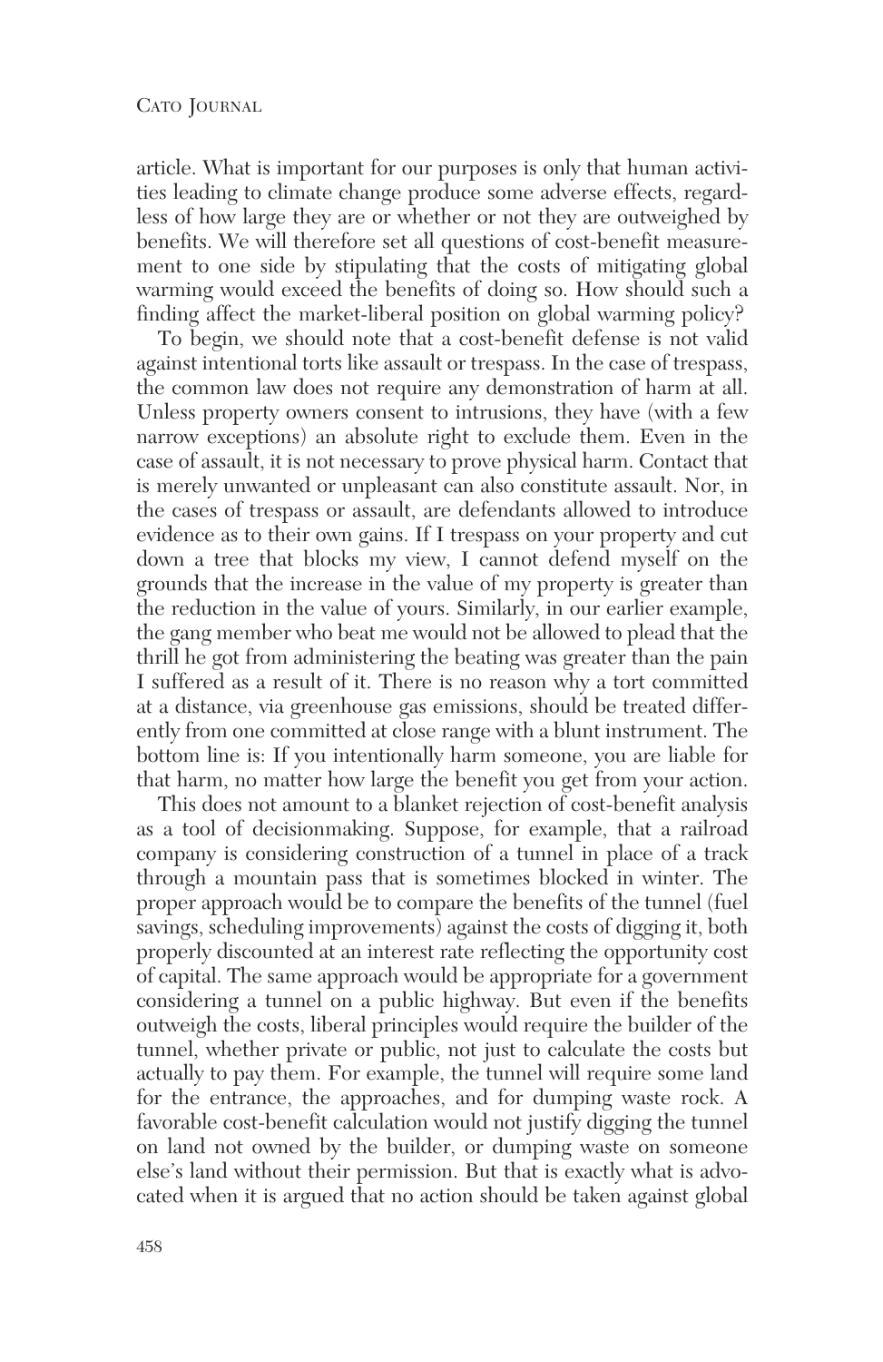article. What is important for our purposes is only that human activities leading to climate change produce some adverse effects, regardless of how large they are or whether or not they are outweighed by benefits. We will therefore set all questions of cost-benefit measurement to one side by stipulating that the costs of mitigating global warming would exceed the benefits of doing so. How should such a finding affect the market-liberal position on global warming policy?

To begin, we should note that a cost-benefit defense is not valid against intentional torts like assault or trespass. In the case of trespass, the common law does not require any demonstration of harm at all. Unless property owners consent to intrusions, they have (with a few narrow exceptions) an absolute right to exclude them. Even in the case of assault, it is not necessary to prove physical harm. Contact that is merely unwanted or unpleasant can also constitute assault. Nor, in the cases of trespass or assault, are defendants allowed to introduce evidence as to their own gains. If I trespass on your property and cut down a tree that blocks my view, I cannot defend myself on the grounds that the increase in the value of my property is greater than the reduction in the value of yours. Similarly, in our earlier example, the gang member who beat me would not be allowed to plead that the thrill he got from administering the beating was greater than the pain I suffered as a result of it. There is no reason why a tort committed at a distance, via greenhouse gas emissions, should be treated differently from one committed at close range with a blunt instrument. The bottom line is: If you intentionally harm someone, you are liable for that harm, no matter how large the benefit you get from your action.

This does not amount to a blanket rejection of cost-benefit analysis as a tool of decisionmaking. Suppose, for example, that a railroad company is considering construction of a tunnel in place of a track through a mountain pass that is sometimes blocked in winter. The proper approach would be to compare the benefits of the tunnel (fuel savings, scheduling improvements) against the costs of digging it, both properly discounted at an interest rate reflecting the opportunity cost of capital. The same approach would be appropriate for a government considering a tunnel on a public highway. But even if the benefits outweigh the costs, liberal principles would require the builder of the tunnel, whether private or public, not just to calculate the costs but actually to pay them. For example, the tunnel will require some land for the entrance, the approaches, and for dumping waste rock. A favorable cost-benefit calculation would not justify digging the tunnel on land not owned by the builder, or dumping waste on someone else's land without their permission. But that is exactly what is advocated when it is argued that no action should be taken against global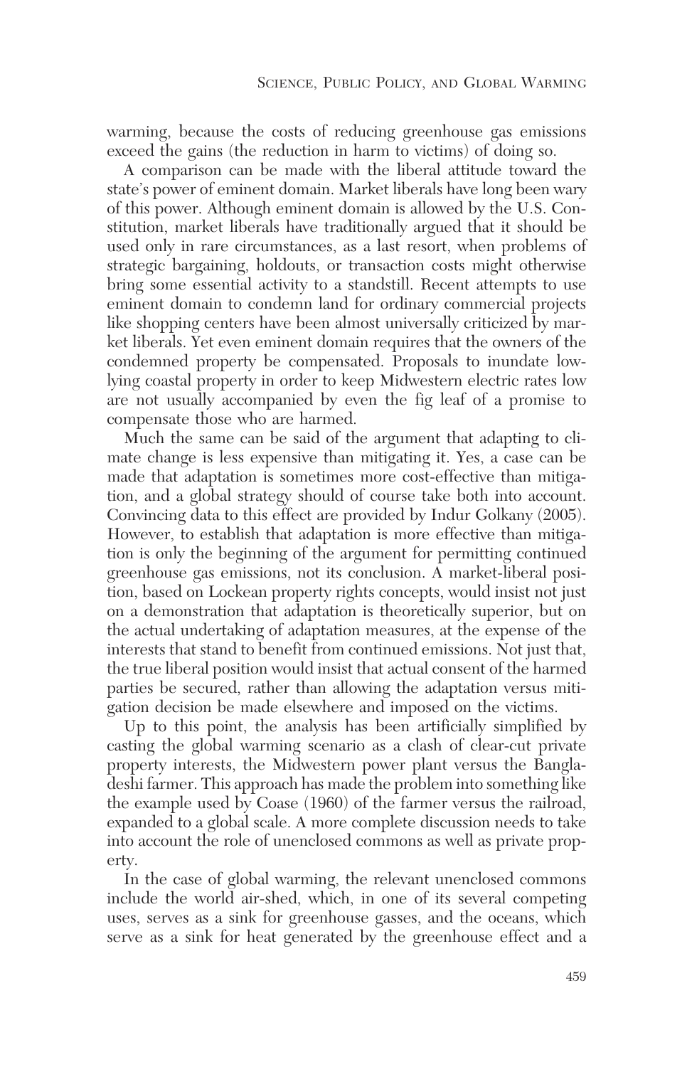warming, because the costs of reducing greenhouse gas emissions exceed the gains (the reduction in harm to victims) of doing so.

A comparison can be made with the liberal attitude toward the state's power of eminent domain. Market liberals have long been wary of this power. Although eminent domain is allowed by the U.S. Constitution, market liberals have traditionally argued that it should be used only in rare circumstances, as a last resort, when problems of strategic bargaining, holdouts, or transaction costs might otherwise bring some essential activity to a standstill. Recent attempts to use eminent domain to condemn land for ordinary commercial projects like shopping centers have been almost universally criticized by market liberals. Yet even eminent domain requires that the owners of the condemned property be compensated. Proposals to inundate low-lying coastal property in order to keep Midwestern electric rates low are not usually accompanied by even the fig leaf of a promise to compensate those who are harmed.

Much the same can be said of the argument that adapting to climate change is less expensive than mitigating it. Yes, a case can be made that adaptation is sometimes more cost-effective than mitigation, and a global strategy should of course take both into account. Convincing data to this effect are provided by Indur Golkany (2005). However, to establish that adaptation is more effective than mitigation is only the beginning of the argument for permitting continued greenhouse gas emissions, not its conclusion. A market-liberal position, based on Lockean property rights concepts, would insist not just on a demonstration that adaptation is theoretically superior, but on the actual undertaking of adaptation measures, at the expense of the interests that stand to benefit from continued emissions. Not just that, the true liberal position would insist that actual consent of the harmed parties be secured, rather than allowing the adaptation versus mitigation decision be made elsewhere and imposed on the victims.

Up to this point, the analysis has been artificially simplified by casting the global warming scenario as a clash of clear-cut private property interests, the Midwestern power plant versus the Bangladeshi farmer. This approach has made the problem into something like the example used by Coase (1960) of the farmer versus the railroad, expanded to a global scale. A more complete discussion needs to take into account the role of unenclosed commons as well as private property.

In the case of global warming, the relevant unenclosed commons include the world air-shed, which, in one of its several competing uses, serves as a sink for greenhouse gasses, and the oceans, which serve as a sink for heat generated by the greenhouse effect and a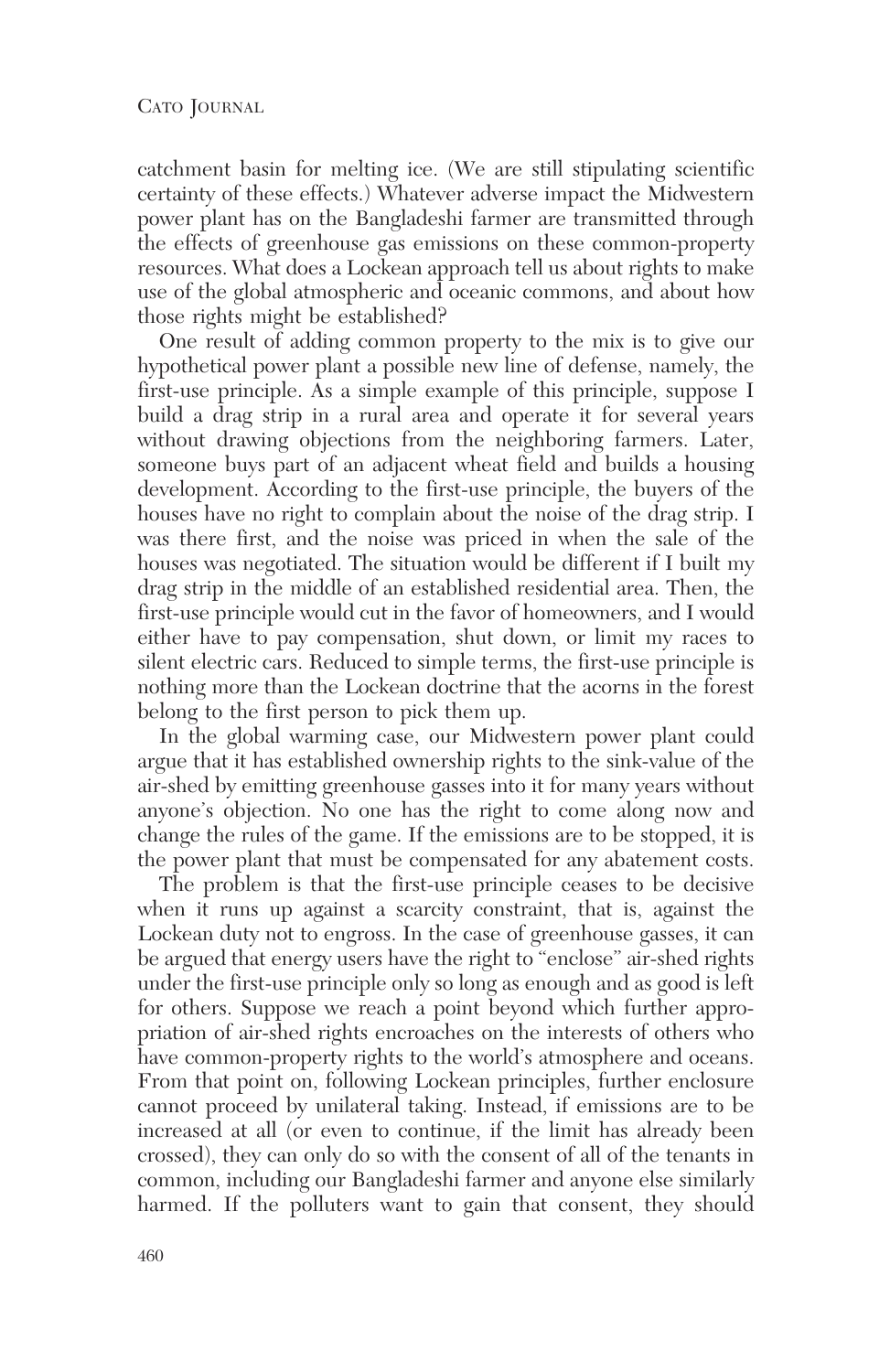catchment basin for melting ice. (We are still stipulating scientific certainty of these effects.) Whatever adverse impact the Midwestern power plant has on the Bangladeshi farmer are transmitted through the effects of greenhouse gas emissions on these common-property resources. What does a Lockean approach tell us about rights to make use of the global atmospheric and oceanic commons, and about how those rights might be established?

One result of adding common property to the mix is to give our hypothetical power plant a possible new line of defense, namely, the first-use principle. As a simple example of this principle, suppose I build a drag strip in a rural area and operate it for several years without drawing objections from the neighboring farmers. Later, someone buys part of an adjacent wheat field and builds a housing development. According to the first-use principle, the buyers of the houses have no right to complain about the noise of the drag strip. I was there first, and the noise was priced in when the sale of the houses was negotiated. The situation would be different if I built my drag strip in the middle of an established residential area. Then, the first-use principle would cut in the favor of homeowners, and I would either have to pay compensation, shut down, or limit my races to silent electric cars. Reduced to simple terms, the first-use principle is nothing more than the Lockean doctrine that the acorns in the forest belong to the first person to pick them up.

In the global warming case, our Midwestern power plant could argue that it has established ownership rights to the sink-value of the air-shed by emitting greenhouse gasses into it for many years without anyone's objection. No one has the right to come along now and change the rules of the game. If the emissions are to be stopped, it is the power plant that must be compensated for any abatement costs.

The problem is that the first-use principle ceases to be decisive when it runs up against a scarcity constraint, that is, against the Lockean duty not to engross. In the case of greenhouse gasses, it can be argued that energy users have the right to "enclose" air-shed rights under the first-use principle only so long as enough and as good is left for others. Suppose we reach a point beyond which further appropriation of air-shed rights encroaches on the interests of others who have common-property rights to the world's atmosphere and oceans. From that point on, following Lockean principles, further enclosure cannot proceed by unilateral taking. Instead, if emissions are to be increased at all (or even to continue, if the limit has already been crossed), they can only do so with the consent of all of the tenants in common, including our Bangladeshi farmer and anyone else similarly harmed. If the polluters want to gain that consent, they should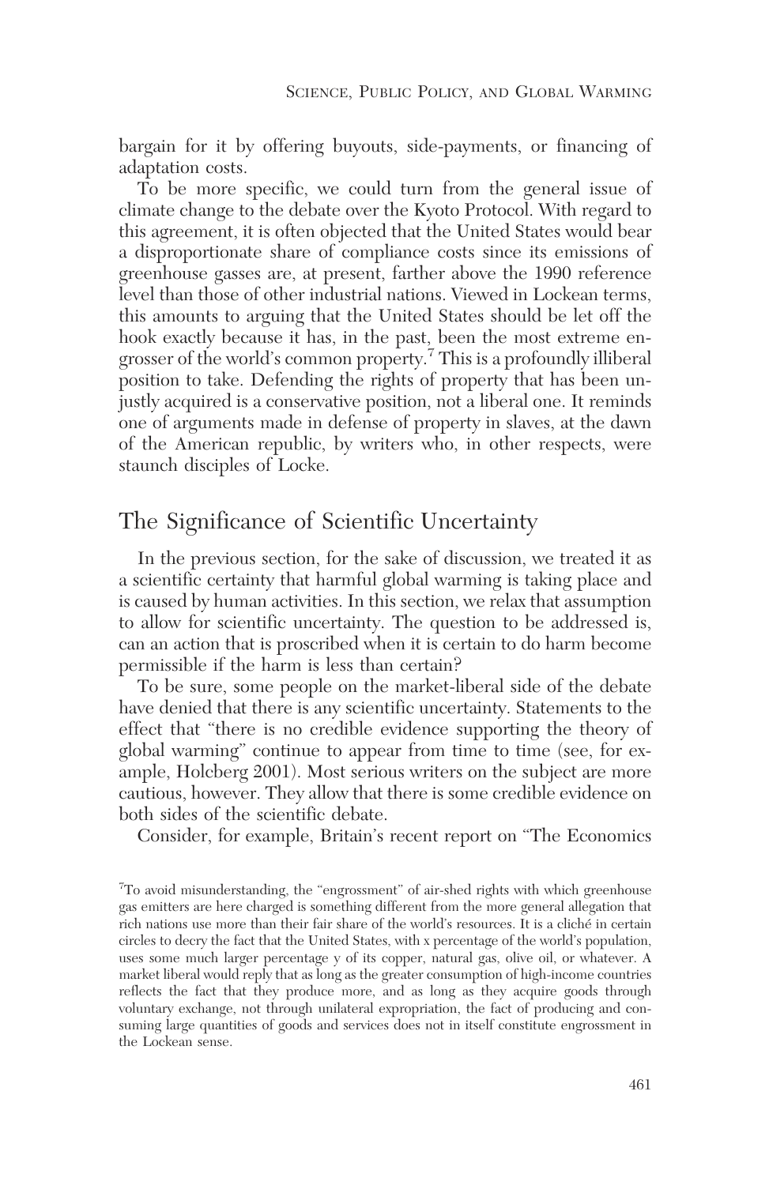bargain for it by offering buyouts, side-payments, or financing of adaptation costs.

To be more specific, we could turn from the general issue of climate change to the debate over the Kyoto Protocol. With regard to this agreement, it is often objected that the United States would bear a disproportionate share of compliance costs since its emissions of greenhouse gasses are, at present, farther above the 1990 reference level than those of other industrial nations. Viewed in Lockean terms, this amounts to arguing that the United States should be let off the hook exactly because it has, in the past, been the most extreme engrosser of the world's common property.[7] This is a profoundly illiberal position to take. Defending the rights of property that has been unjustly acquired is a conservative position, not a liberal one. It reminds one of arguments made in defense of property in slaves, at the dawn of the American republic, by writers who, in other respects, were staunch disciples of Locke.

## The Significance of Scientific Uncertainty

In the previous section, for the sake of discussion, we treated it as a scientific certainty that harmful global warming is taking place and is caused by human activities. In this section, we relax that assumption to allow for scientific uncertainty. The question to be addressed is, can an action that is proscribed when it is certain to do harm become permissible if the harm is less than certain?

To be sure, some people on the market-liberal side of the debate have denied that there is any scientific uncertainty. Statements to the effect that "there is no credible evidence supporting the theory of global warming" continue to appear from time to time (see, for example, Holcberg 2001). Most serious writers on the subject are more cautious, however. They allow that there is some credible evidence on both sides of the scientific debate.

Consider, for example, Britain's recent report on "The Economics

[7]To avoid misunderstanding, the "engrossment" of air-shed rights with which greenhouse gas emitters are here charged is something different from the more general allegation that rich nations use more than their fair share of the world's resources. It is a cliché in certain circles to decry the fact that the United States, with x percentage of the world's population, uses some much larger percentage y of its copper, natural gas, olive oil, or whatever. A market liberal would reply that as long as the greater consumption of high-income countries reflects the fact that they produce more, and as long as they acquire goods through voluntary exchange, not through unilateral expropriation, the fact of producing and consuming large quantities of goods and services does not in itself constitute engrossment in the Lockean sense.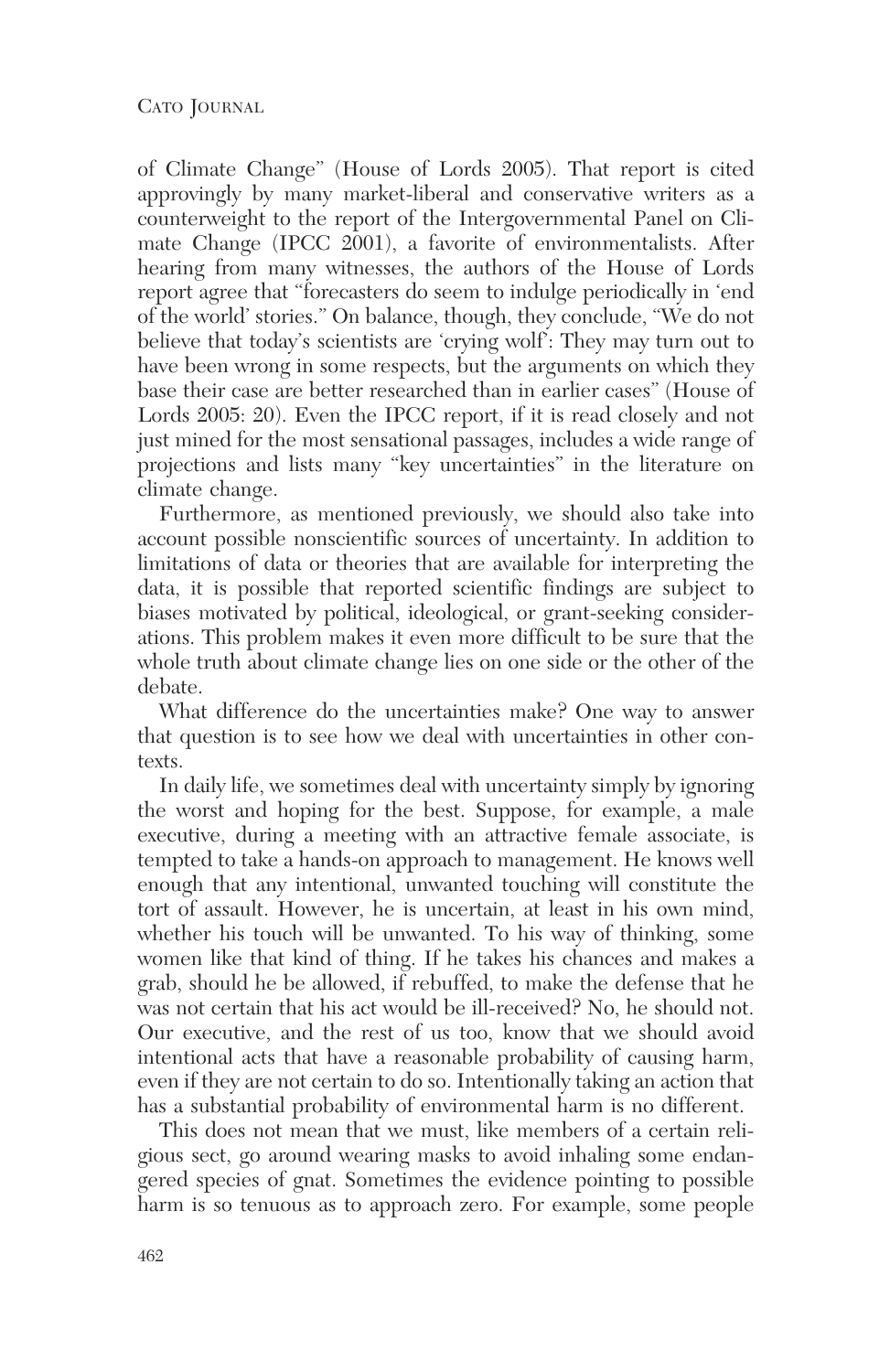of Climate Change" (House of Lords 2005). That report is cited approvingly by many market-liberal and conservative writers as a counterweight to the report of the Intergovernmental Panel on Climate Change (IPCC 2001), a favorite of environmentalists. After hearing from many witnesses, the authors of the House of Lords report agree that "forecasters do seem to indulge periodically in 'end of the world' stories." On balance, though, they conclude, "We do not believe that today's scientists are 'crying wolf': They may turn out to have been wrong in some respects, but the arguments on which they base their case are better researched than in earlier cases" (House of Lords 2005: 20). Even the IPCC report, if it is read closely and not just mined for the most sensational passages, includes a wide range of projections and lists many "key uncertainties" in the literature on climate change.

Furthermore, as mentioned previously, we should also take into account possible nonscientific sources of uncertainty. In addition to limitations of data or theories that are available for interpreting the data, it is possible that reported scientific findings are subject to biases motivated by political, ideological, or grant-seeking considerations. This problem makes it even more difficult to be sure that the whole truth about climate change lies on one side or the other of the debate.

What difference do the uncertainties make? One way to answer that question is to see how we deal with uncertainties in other contexts.

In daily life, we sometimes deal with uncertainty simply by ignoring the worst and hoping for the best. Suppose, for example, a male executive, during a meeting with an attractive female associate, is tempted to take a hands-on approach to management. He knows well enough that any intentional, unwanted touching will constitute the tort of assault. However, he is uncertain, at least in his own mind, whether his touch will be unwanted. To his way of thinking, some women like that kind of thing. If he takes his chances and makes a grab, should he be allowed, if rebuffed, to make the defense that he was not certain that his act would be ill-received? No, he should not. Our executive, and the rest of us too, know that we should avoid intentional acts that have a reasonable probability of causing harm, even if they are not certain to do so. Intentionally taking an action that has a substantial probability of environmental harm is no different.

This does not mean that we must, like members of a certain religious sect, go around wearing masks to avoid inhaling some endangered species of gnat. Sometimes the evidence pointing to possible harm is so tenuous as to approach zero. For example, some people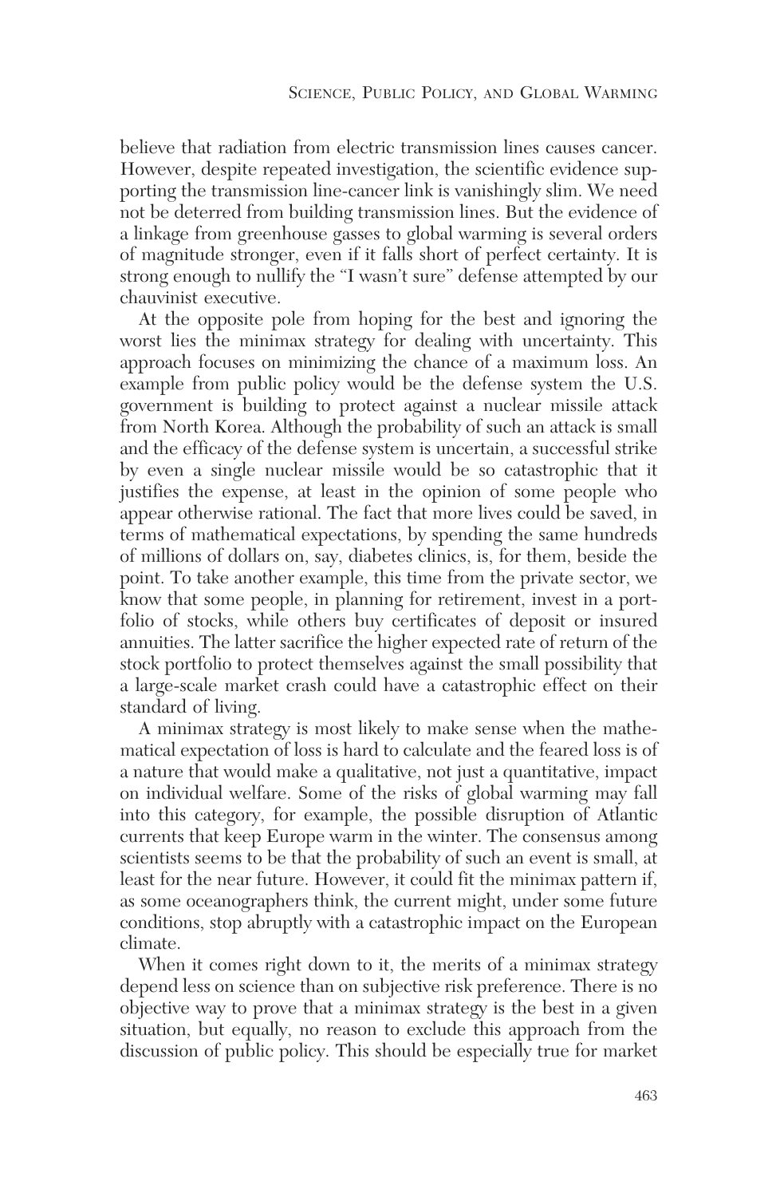believe that radiation from electric transmission lines causes cancer. However, despite repeated investigation, the scientific evidence supporting the transmission line-cancer link is vanishingly slim. We need not be deterred from building transmission lines. But the evidence of a linkage from greenhouse gasses to global warming is several orders of magnitude stronger, even if it falls short of perfect certainty. It is strong enough to nullify the "I wasn't sure" defense attempted by our chauvinist executive.

At the opposite pole from hoping for the best and ignoring the worst lies the minimax strategy for dealing with uncertainty. This approach focuses on minimizing the chance of a maximum loss. An example from public policy would be the defense system the U.S. government is building to protect against a nuclear missile attack from North Korea. Although the probability of such an attack is small and the efficacy of the defense system is uncertain, a successful strike by even a single nuclear missile would be so catastrophic that it justifies the expense, at least in the opinion of some people who appear otherwise rational. The fact that more lives could be saved, in terms of mathematical expectations, by spending the same hundreds of millions of dollars on, say, diabetes clinics, is, for them, beside the point. To take another example, this time from the private sector, we know that some people, in planning for retirement, invest in a portfolio of stocks, while others buy certificates of deposit or insured annuities. The latter sacrifice the higher expected rate of return of the stock portfolio to protect themselves against the small possibility that a large-scale market crash could have a catastrophic effect on their standard of living.

A minimax strategy is most likely to make sense when the mathematical expectation of loss is hard to calculate and the feared loss is of a nature that would make a qualitative, not just a quantitative, impact on individual welfare. Some of the risks of global warming may fall into this category, for example, the possible disruption of Atlantic currents that keep Europe warm in the winter. The consensus among scientists seems to be that the probability of such an event is small, at least for the near future. However, it could fit the minimax pattern if, as some oceanographers think, the current might, under some future conditions, stop abruptly with a catastrophic impact on the European climate.

When it comes right down to it, the merits of a minimax strategy depend less on science than on subjective risk preference. There is no objective way to prove that a minimax strategy is the best in a given situation, but equally, no reason to exclude this approach from the discussion of public policy. This should be especially true for market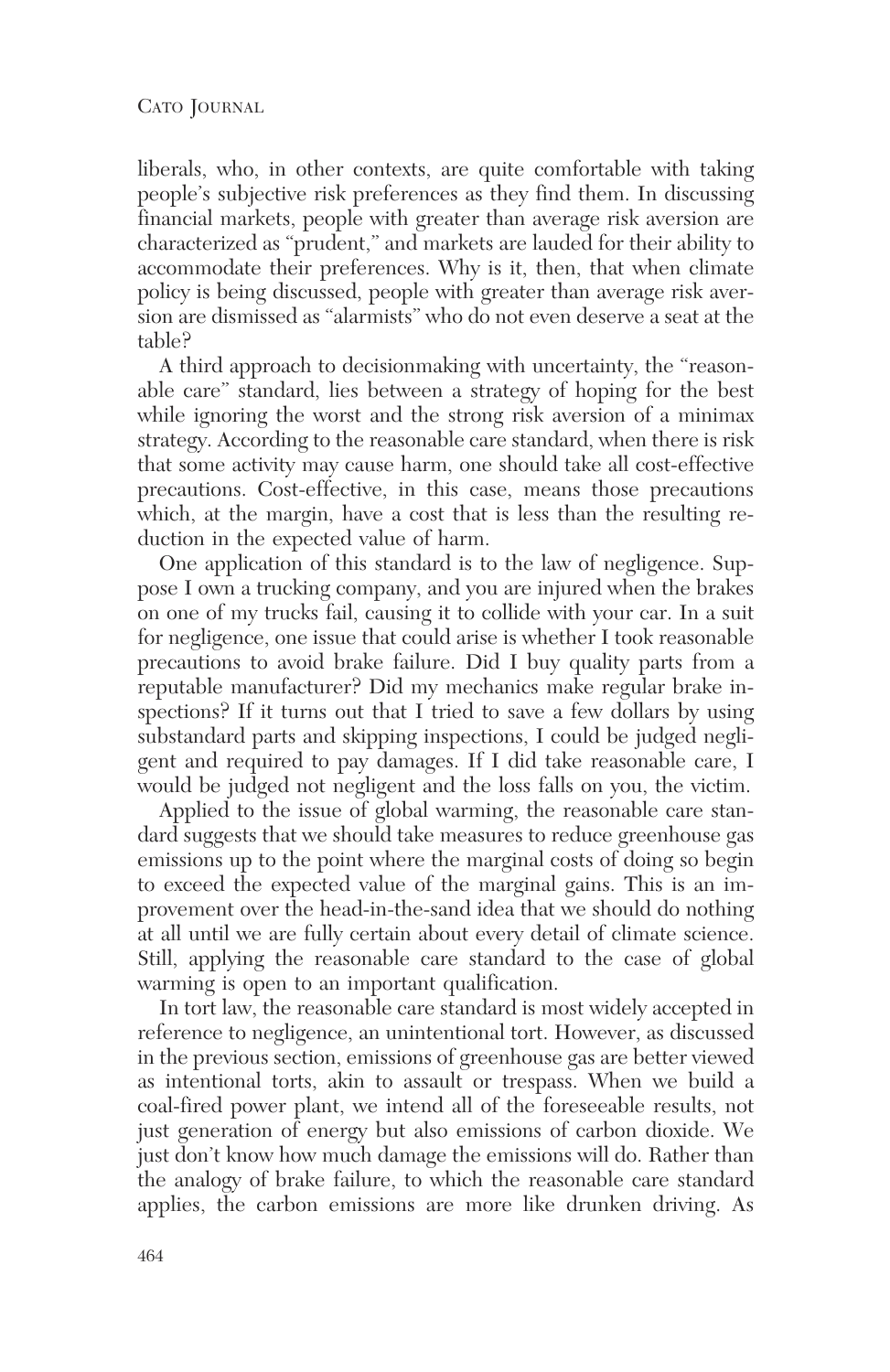liberals, who, in other contexts, are quite comfortable with taking people's subjective risk preferences as they find them. In discussing financial markets, people with greater than average risk aversion are characterized as "prudent," and markets are lauded for their ability to accommodate their preferences. Why is it, then, that when climate policy is being discussed, people with greater than average risk aversion are dismissed as "alarmists" who do not even deserve a seat at the table?

A third approach to decisionmaking with uncertainty, the "reasonable care" standard, lies between a strategy of hoping for the best while ignoring the worst and the strong risk aversion of a minimax strategy. According to the reasonable care standard, when there is risk that some activity may cause harm, one should take all cost-effective precautions. Cost-effective, in this case, means those precautions which, at the margin, have a cost that is less than the resulting reduction in the expected value of harm.

One application of this standard is to the law of negligence. Suppose I own a trucking company, and you are injured when the brakes on one of my trucks fail, causing it to collide with your car. In a suit for negligence, one issue that could arise is whether I took reasonable precautions to avoid brake failure. Did I buy quality parts from a reputable manufacturer? Did my mechanics make regular brake inspections? If it turns out that I tried to save a few dollars by using substandard parts and skipping inspections, I could be judged negligent and required to pay damages. If I did take reasonable care, I would be judged not negligent and the loss falls on you, the victim.

Applied to the issue of global warming, the reasonable care standard suggests that we should take measures to reduce greenhouse gas emissions up to the point where the marginal costs of doing so begin to exceed the expected value of the marginal gains. This is an improvement over the head-in-the-sand idea that we should do nothing at all until we are fully certain about every detail of climate science. Still, applying the reasonable care standard to the case of global warming is open to an important qualification.

In tort law, the reasonable care standard is most widely accepted in reference to negligence, an unintentional tort. However, as discussed in the previous section, emissions of greenhouse gas are better viewed as intentional torts, akin to assault or trespass. When we build a coal-fired power plant, we intend all of the foreseeable results, not just generation of energy but also emissions of carbon dioxide. We just don't know how much damage the emissions will do. Rather than the analogy of brake failure, to which the reasonable care standard applies, the carbon emissions are more like drunken driving. As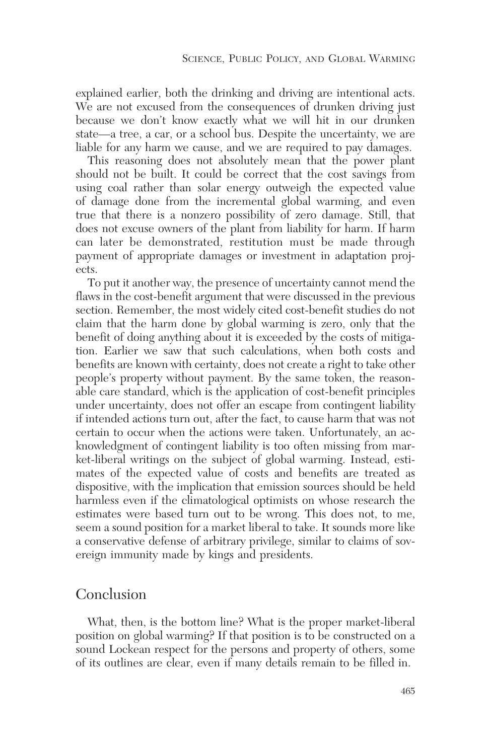explained earlier, both the drinking and driving are intentional acts. We are not excused from the consequences of drunken driving just because we don't know exactly what we will hit in our drunken state—a tree, a car, or a school bus. Despite the uncertainty, we are liable for any harm we cause, and we are required to pay damages.

This reasoning does not absolutely mean that the power plant should not be built. It could be correct that the cost savings from using coal rather than solar energy outweigh the expected value of damage done from the incremental global warming, and even true that there is a nonzero possibility of zero damage. Still, that does not excuse owners of the plant from liability for harm. If harm can later be demonstrated, restitution must be made through payment of appropriate damages or investment in adaptation projects.

To put it another way, the presence of uncertainty cannot mend the flaws in the cost-benefit argument that were discussed in the previous section. Remember, the most widely cited cost-benefit studies do not claim that the harm done by global warming is zero, only that the benefit of doing anything about it is exceeded by the costs of mitigation. Earlier we saw that such calculations, when both costs and benefits are known with certainty, does not create a right to take other people's property without payment. By the same token, the reasonable care standard, which is the application of cost-benefit principles under uncertainty, does not offer an escape from contingent liability if intended actions turn out, after the fact, to cause harm that was not certain to occur when the actions were taken. Unfortunately, an acknowledgment of contingent liability is too often missing from market-liberal writings on the subject of global warming. Instead, estimates of the expected value of costs and benefits are treated as dispositive, with the implication that emission sources should be held harmless even if the climatological optimists on whose research the estimates were based turn out to be wrong. This does not, to me, seem a sound position for a market liberal to take. It sounds more like a conservative defense of arbitrary privilege, similar to claims of sovereign immunity made by kings and presidents.

## Conclusion

What, then, is the bottom line? What is the proper market-liberal position on global warming? If that position is to be constructed on a sound Lockean respect for the persons and property of others, some of its outlines are clear, even if many details remain to be filled in.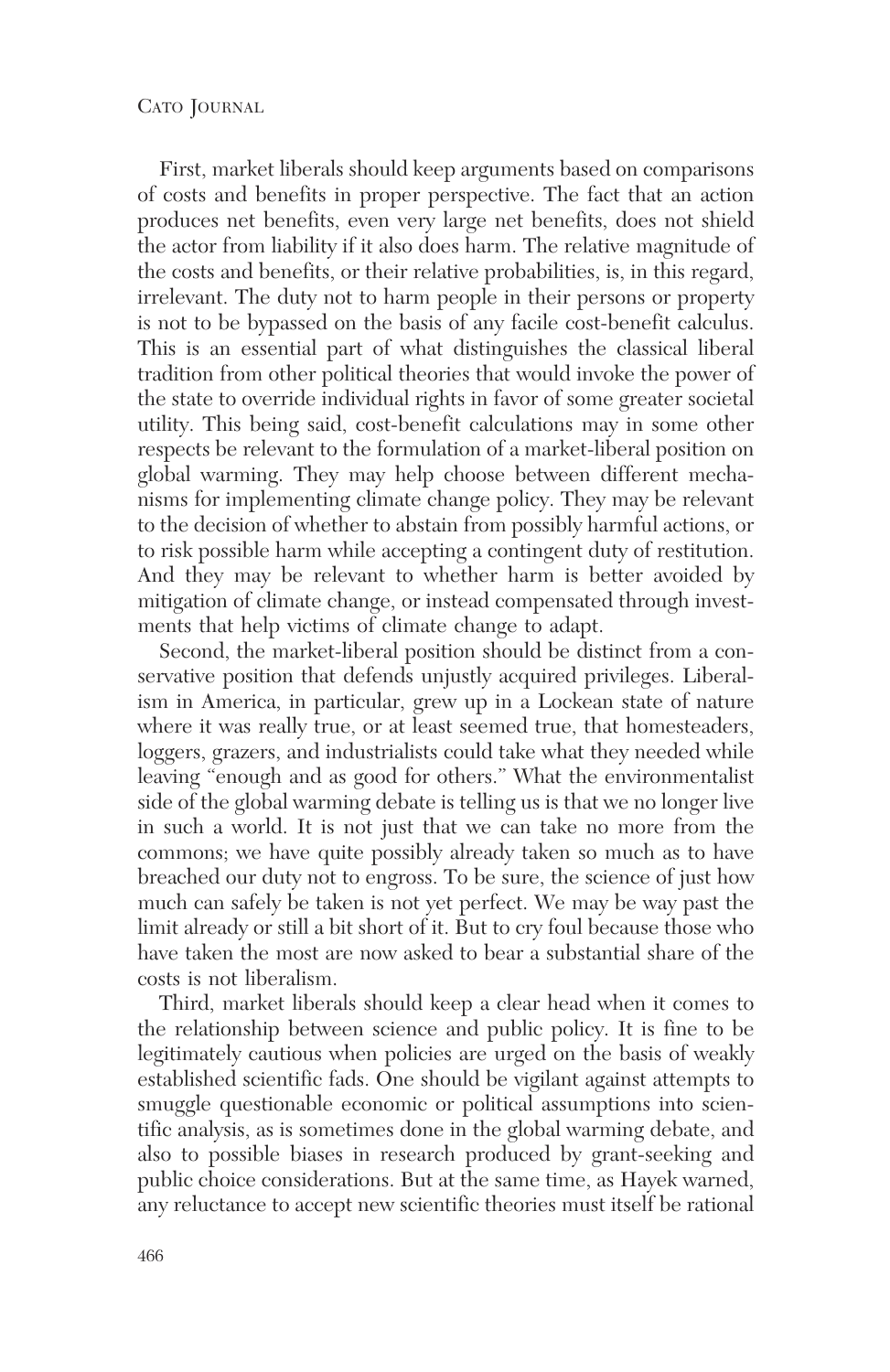First, market liberals should keep arguments based on comparisons of costs and benefits in proper perspective. The fact that an action produces net benefits, even very large net benefits, does not shield the actor from liability if it also does harm. The relative magnitude of the costs and benefits, or their relative probabilities, is, in this regard, irrelevant. The duty not to harm people in their persons or property is not to be bypassed on the basis of any facile cost-benefit calculus. This is an essential part of what distinguishes the classical liberal tradition from other political theories that would invoke the power of the state to override individual rights in favor of some greater societal utility. This being said, cost-benefit calculations may in some other respects be relevant to the formulation of a market-liberal position on global warming. They may help choose between different mechanisms for implementing climate change policy. They may be relevant to the decision of whether to abstain from possibly harmful actions, or to risk possible harm while accepting a contingent duty of restitution. And they may be relevant to whether harm is better avoided by mitigation of climate change, or instead compensated through investments that help victims of climate change to adapt.

Second, the market-liberal position should be distinct from a conservative position that defends unjustly acquired privileges. Liberalism in America, in particular, grew up in a Lockean state of nature where it was really true, or at least seemed true, that homesteaders, loggers, grazers, and industrialists could take what they needed while leaving "enough and as good for others." What the environmentalist side of the global warming debate is telling us is that we no longer live in such a world. It is not just that we can take no more from the commons; we have quite possibly already taken so much as to have breached our duty not to engross. To be sure, the science of just how much can safely be taken is not yet perfect. We may be way past the limit already or still a bit short of it. But to cry foul because those who have taken the most are now asked to bear a substantial share of the costs is not liberalism.

Third, market liberals should keep a clear head when it comes to the relationship between science and public policy. It is fine to be legitimately cautious when policies are urged on the basis of weakly established scientific fads. One should be vigilant against attempts to smuggle questionable economic or political assumptions into scientific analysis, as is sometimes done in the global warming debate, and also to possible biases in research produced by grant-seeking and public choice considerations. But at the same time, as Hayek warned, any reluctance to accept new scientific theories must itself be rational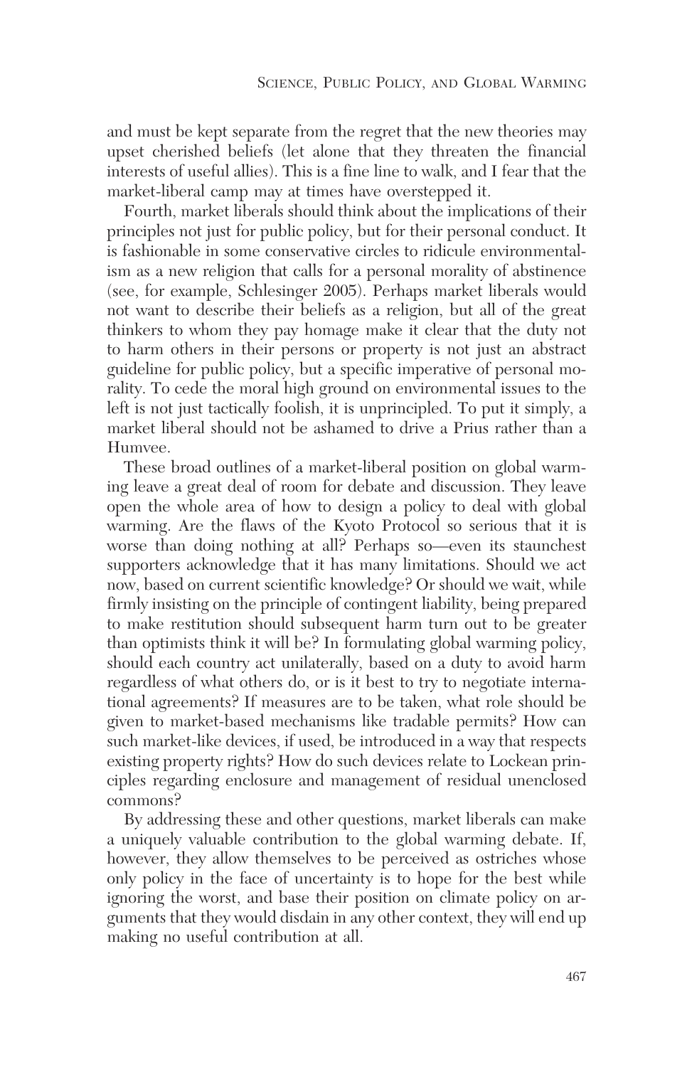and must be kept separate from the regret that the new theories may upset cherished beliefs (let alone that they threaten the financial interests of useful allies). This is a fine line to walk, and I fear that the market-liberal camp may at times have overstepped it.

Fourth, market liberals should think about the implications of their principles not just for public policy, but for their personal conduct. It is fashionable in some conservative circles to ridicule environmentalism as a new religion that calls for a personal morality of abstinence (see, for example, Schlesinger 2005). Perhaps market liberals would not want to describe their beliefs as a religion, but all of the great thinkers to whom they pay homage make it clear that the duty not to harm others in their persons or property is not just an abstract guideline for public policy, but a specific imperative of personal morality. To cede the moral high ground on environmental issues to the left is not just tactically foolish, it is unprincipled. To put it simply, a market liberal should not be ashamed to drive a Prius rather than a Humvee.

These broad outlines of a market-liberal position on global warming leave a great deal of room for debate and discussion. They leave open the whole area of how to design a policy to deal with global warming. Are the flaws of the Kyoto Protocol so serious that it is worse than doing nothing at all? Perhaps so—even its staunchest supporters acknowledge that it has many limitations. Should we act now, based on current scientific knowledge? Or should we wait, while firmly insisting on the principle of contingent liability, being prepared to make restitution should subsequent harm turn out to be greater than optimists think it will be? In formulating global warming policy, should each country act unilaterally, based on a duty to avoid harm regardless of what others do, or is it best to try to negotiate international agreements? If measures are to be taken, what role should be given to market-based mechanisms like tradable permits? How can such market-like devices, if used, be introduced in a way that respects existing property rights? How do such devices relate to Lockean principles regarding enclosure and management of residual unenclosed commons?

By addressing these and other questions, market liberals can make a uniquely valuable contribution to the global warming debate. If, however, they allow themselves to be perceived as ostriches whose only policy in the face of uncertainty is to hope for the best while ignoring the worst, and base their position on climate policy on arguments that they would disdain in any other context, they will end up making no useful contribution at all.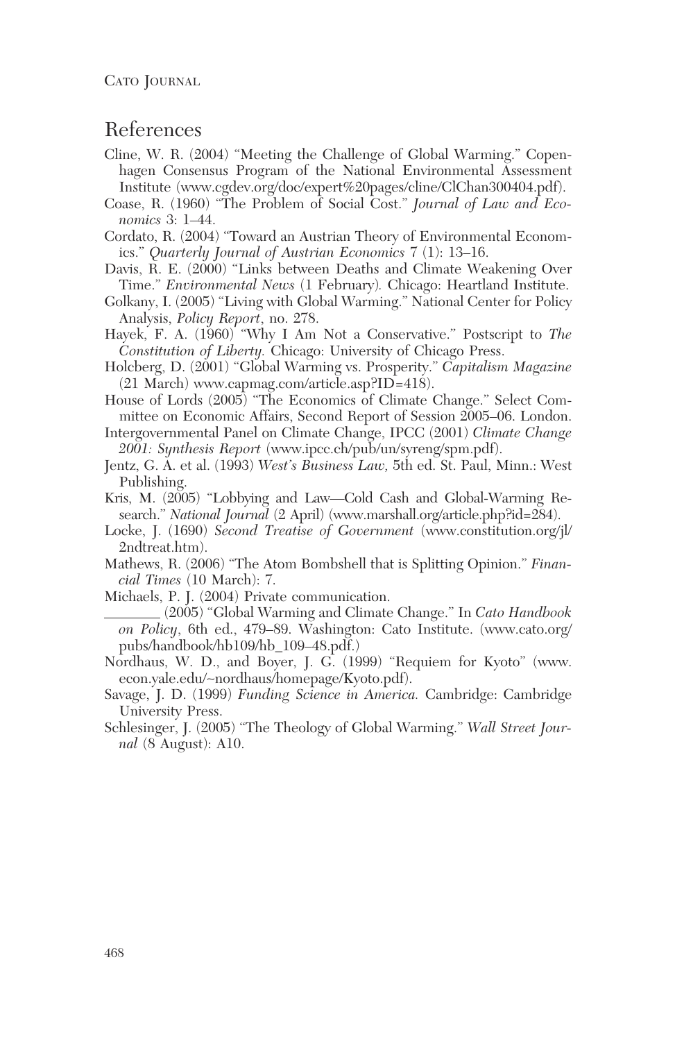## References

Cline, W. R. (2004) "Meeting the Challenge of Global Warming." Copenhagen Consensus Program of the National Environmental Assessment Institute (www.cgdev.org/doc/expert%20pages/cline/ClChan300404.pdf).

Coase, R. (1960) "The Problem of Social Cost." *Journal of Law and Economics* 3: 1–44.

Cordato, R. (2004) "Toward an Austrian Theory of Environmental Economics." *Quarterly Journal of Austrian Economics* 7 (1): 13–16.

Davis, R. E. (2000) "Links between Deaths and Climate Weakening Over Time." *Environmental News* (1 February). Chicago: Heartland Institute.

Golkany, I. (2005) "Living with Global Warming." National Center for Policy Analysis, *Policy Report*, no. 278.

Hayek, F. A. (1960) "Why I Am Not a Conservative." Postscript to *The Constitution of Liberty.* Chicago: University of Chicago Press.

Holcberg, D. (2001) "Global Warming vs. Prosperity." *Capitalism Magazine* (21 March) www.capmag.com/article.asp?ID=418).

House of Lords (2005) "The Economics of Climate Change." Select Committee on Economic Affairs, Second Report of Session 2005–06. London.

Intergovernmental Panel on Climate Change, IPCC (2001) *Climate Change 2001: Synthesis Report* (www.ipcc.ch/pub/un/syreng/spm.pdf).

Jentz, G. A. et al. (1993) *West's Business Law,* 5th ed. St. Paul, Minn.: West Publishing.

Kris, M. (2005) "Lobbying and Law—Cold Cash and Global-Warming Research." *National Journal* (2 April) (www.marshall.org/article.php?id=284).

Locke, J. (1690) *Second Treatise of Government* (www.constitution.org/jl/2ndtreat.htm).

Mathews, R. (2006) "The Atom Bombshell that is Splitting Opinion." *Financial Times* (10 March): 7.

Michaels, P. J. (2004) Private communication.

________ (2005) "Global Warming and Climate Change." In *Cato Handbook on Policy*, 6th ed., 479–89. Washington: Cato Institute. (www.cato.org/pubs/handbook/hb109/hb_109–48.pdf.)

Nordhaus, W. D., and Boyer, J. G. (1999) "Requiem for Kyoto" (www.econ.yale.edu/~nordhaus/homepage/Kyoto.pdf).

Savage, J. D. (1999) *Funding Science in America.* Cambridge: Cambridge University Press.

Schlesinger, J. (2005) "The Theology of Global Warming." *Wall Street Journal* (8 August): A10.